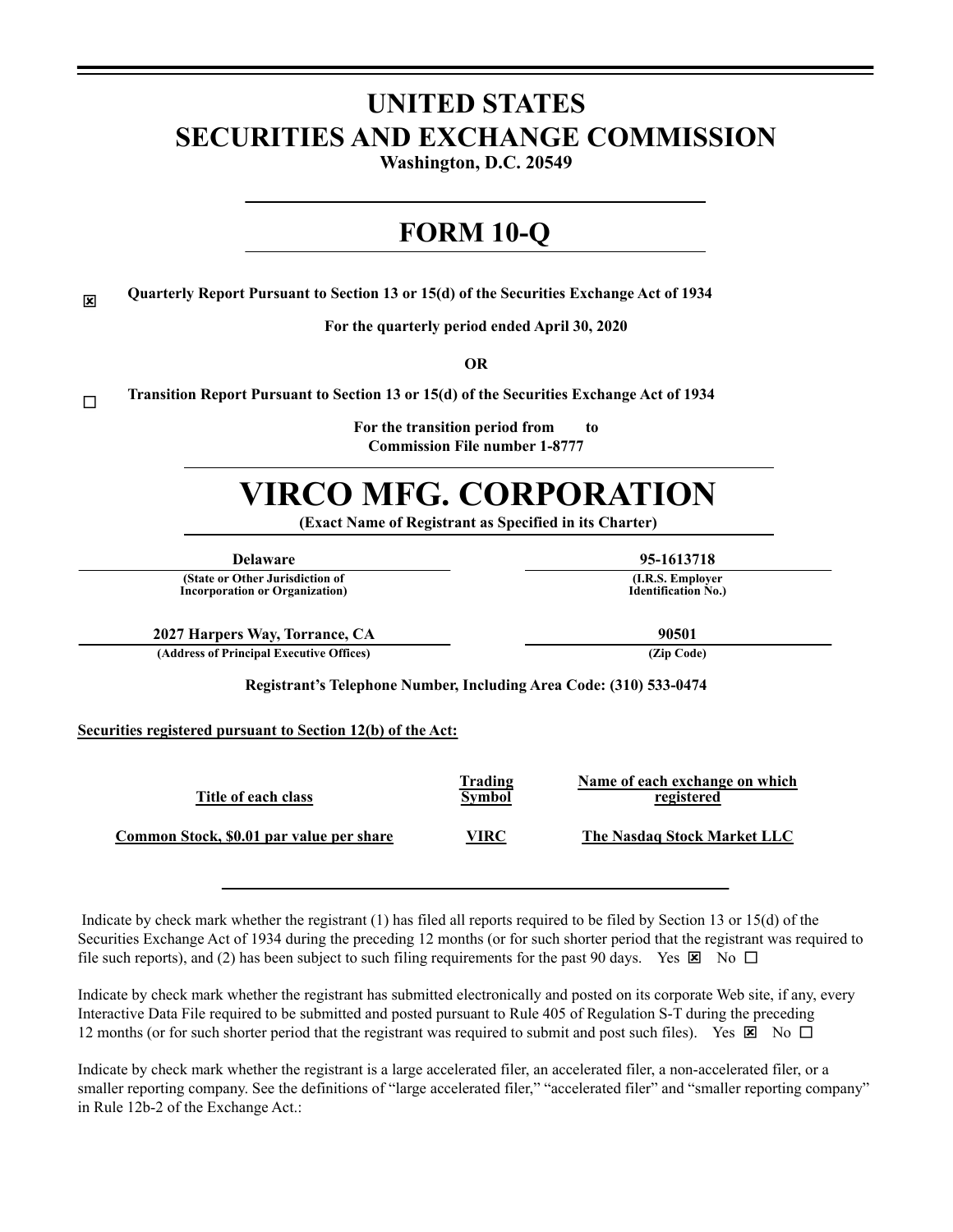# UNITED STATES
# SECURITIES AND EXCHANGE COMMISSION

**Washington, D.C. 20549**

# FORM 10-Q

☒ **Quarterly Report Pursuant to Section 13 or 15(d) of the Securities Exchange Act of 1934**

**For the quarterly period ended April 30, 2020**

**OR**

☐ **Transition Report Pursuant to Section 13 or 15(d) of the Securities Exchange Act of 1934**

**For the transition period from to**
**Commission File number 1-8777**

# VIRCO MFG. CORPORATION

**(Exact Name of Registrant as Specified in its Charter)**

| **Delaware** | **95-1613718** |
|---|---|
| **(State or Other Jurisdiction of Incorporation or Organization)** | **(I.R.S. Employer Identification No.)** |
| **2027 Harpers Way, Torrance, CA** | **90501** |
| **(Address of Principal Executive Offices)** | **(Zip Code)** |

**Registrant's Telephone Number, Including Area Code: (310) 533-0474**

**Securities registered pursuant to Section 12(b) of the Act:**

| Title of each class | Trading Symbol | Name of each exchange on which registered |
|---|---|---|
| Common Stock, $0.01 par value per share | VIRC | The Nasdaq Stock Market LLC |

Indicate by check mark whether the registrant (1) has filed all reports required to be filed by Section 13 or 15(d) of the Securities Exchange Act of 1934 during the preceding 12 months (or for such shorter period that the registrant was required to file such reports), and (2) has been subject to such filing requirements for the past 90 days. Yes ☒ No ☐

Indicate by check mark whether the registrant has submitted electronically and posted on its corporate Web site, if any, every Interactive Data File required to be submitted and posted pursuant to Rule 405 of Regulation S-T during the preceding 12 months (or for such shorter period that the registrant was required to submit and post such files). Yes ☒ No ☐

Indicate by check mark whether the registrant is a large accelerated filer, an accelerated filer, a non-accelerated filer, or a smaller reporting company. See the definitions of "large accelerated filer," "accelerated filer" and "smaller reporting company" in Rule 12b-2 of the Exchange Act.: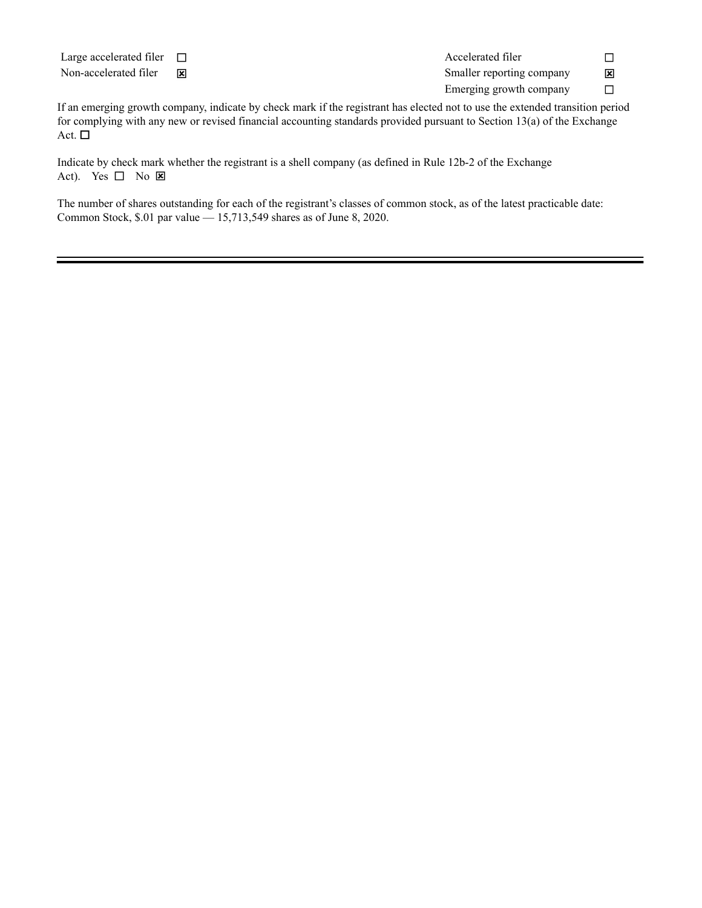| | | | |
|---|---|---|---|
| Large accelerated filer | ☐ | Accelerated filer | ☐ |
| Non-accelerated filer | ☒ | Smaller reporting company | ☒ |
| | | Emerging growth company | ☐ |

If an emerging growth company, indicate by check mark if the registrant has elected not to use the extended transition period for complying with any new or revised financial accounting standards provided pursuant to Section 13(a) of the Exchange Act. ☐

Indicate by check mark whether the registrant is a shell company (as defined in Rule 12b-2 of the Exchange Act). Yes ☐ No ☒

The number of shares outstanding for each of the registrant's classes of common stock, as of the latest practicable date: Common Stock, $.01 par value — 15,713,549 shares as of June 8, 2020.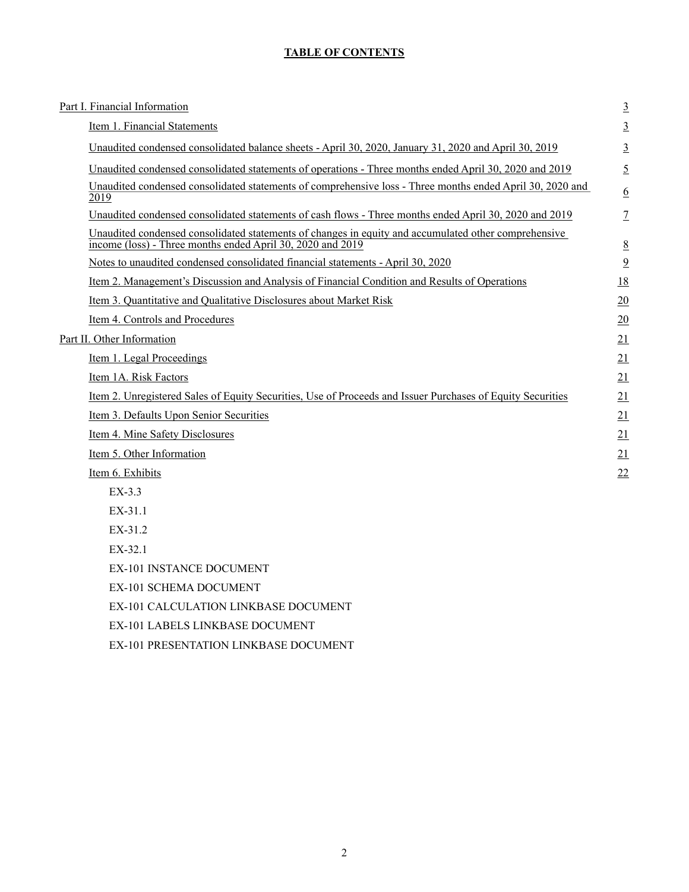# TABLE OF CONTENTS

| | |
|---|---|
| Part I. Financial Information | 3 |
| Item 1. Financial Statements | 3 |
| Unaudited condensed consolidated balance sheets - April 30, 2020, January 31, 2020 and April 30, 2019 | 3 |
| Unaudited condensed consolidated statements of operations - Three months ended April 30, 2020 and 2019 | 5 |
| Unaudited condensed consolidated statements of comprehensive loss - Three months ended April 30, 2020 and 2019 | 6 |
| Unaudited condensed consolidated statements of cash flows - Three months ended April 30, 2020 and 2019 | 7 |
| Unaudited condensed consolidated statements of changes in equity and accumulated other comprehensive income (loss) - Three months ended April 30, 2020 and 2019 | 8 |
| Notes to unaudited condensed consolidated financial statements - April 30, 2020 | 9 |
| Item 2. Management's Discussion and Analysis of Financial Condition and Results of Operations | 18 |
| Item 3. Quantitative and Qualitative Disclosures about Market Risk | 20 |
| Item 4. Controls and Procedures | 20 |
| Part II. Other Information | 21 |
| Item 1. Legal Proceedings | 21 |
| Item 1A. Risk Factors | 21 |
| Item 2. Unregistered Sales of Equity Securities, Use of Proceeds and Issuer Purchases of Equity Securities | 21 |
| Item 3. Defaults Upon Senior Securities | 21 |
| Item 4. Mine Safety Disclosures | 21 |
| Item 5. Other Information | 21 |
| Item 6. Exhibits | 22 |
| EX-3.3 | |
| EX-31.1 | |
| EX-31.2 | |
| EX-32.1 | |
| EX-101 INSTANCE DOCUMENT | |
| EX-101 SCHEMA DOCUMENT | |
| EX-101 CALCULATION LINKBASE DOCUMENT | |
| EX-101 LABELS LINKBASE DOCUMENT | |
| EX-101 PRESENTATION LINKBASE DOCUMENT | |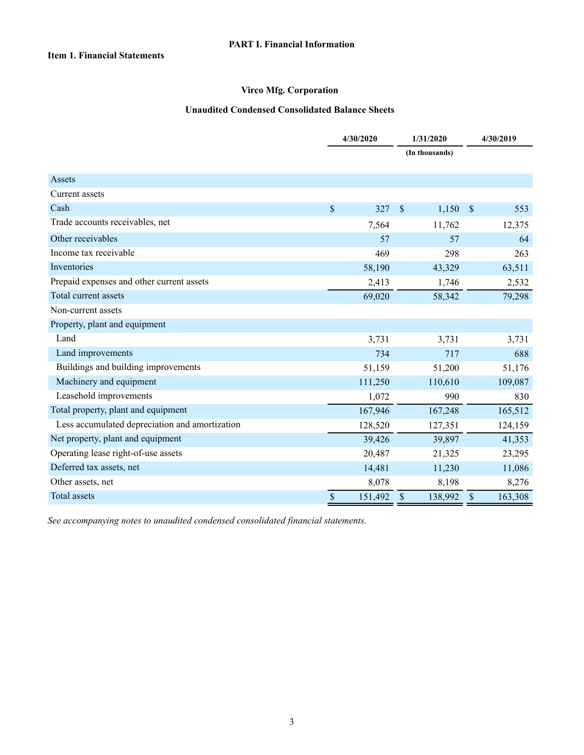**PART I. Financial Information**

**Item 1. Financial Statements**

**Virco Mfg. Corporation**

**Unaudited Condensed Consolidated Balance Sheets**

| | 4/30/2020 | 1/31/2020 | 4/30/2019 |
|---|---|---|---|
| | | (In thousands) | |
| Assets | | | |
| Current assets | | | |
| Cash | $ 327 | $ 1,150 | $ 553 |
| Trade accounts receivables, net | 7,564 | 11,762 | 12,375 |
| Other receivables | 57 | 57 | 64 |
| Income tax receivable | 469 | 298 | 263 |
| Inventories | 58,190 | 43,329 | 63,511 |
| Prepaid expenses and other current assets | 2,413 | 1,746 | 2,532 |
| Total current assets | 69,020 | 58,342 | 79,298 |
| Non-current assets | | | |
| Property, plant and equipment | | | |
| Land | 3,731 | 3,731 | 3,731 |
| Land improvements | 734 | 717 | 688 |
| Buildings and building improvements | 51,159 | 51,200 | 51,176 |
| Machinery and equipment | 111,250 | 110,610 | 109,087 |
| Leasehold improvements | 1,072 | 990 | 830 |
| Total property, plant and equipment | 167,946 | 167,248 | 165,512 |
| Less accumulated depreciation and amortization | 128,520 | 127,351 | 124,159 |
| Net property, plant and equipment | 39,426 | 39,897 | 41,353 |
| Operating lease right-of-use assets | 20,487 | 21,325 | 23,295 |
| Deferred tax assets, net | 14,481 | 11,230 | 11,086 |
| Other assets, net | 8,078 | 8,198 | 8,276 |
| Total assets | $ 151,492 | $ 138,992 | $ 163,308 |

*See accompanying notes to unaudited condensed consolidated financial statements.*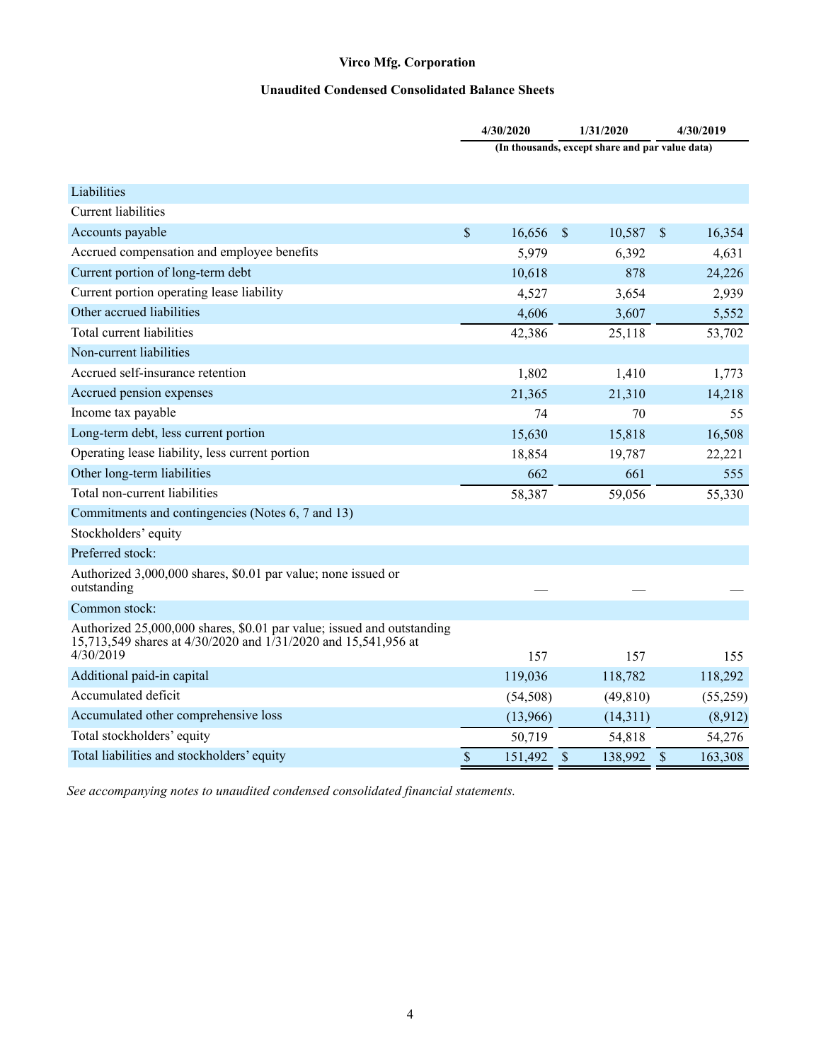# Virco Mfg. Corporation

## Unaudited Condensed Consolidated Balance Sheets

| | 4/30/2020 | 1/31/2020 | 4/30/2019 |
|---|---|---|---|
| | (In thousands, except share and par value data) | | |
| **Liabilities** | | | |
| Current liabilities | | | |
| Accounts payable | $ 16,656 | $ 10,587 | $ 16,354 |
| Accrued compensation and employee benefits | 5,979 | 6,392 | 4,631 |
| Current portion of long-term debt | 10,618 | 878 | 24,226 |
| Current portion operating lease liability | 4,527 | 3,654 | 2,939 |
| Other accrued liabilities | 4,606 | 3,607 | 5,552 |
| Total current liabilities | 42,386 | 25,118 | 53,702 |
| Non-current liabilities | | | |
| Accrued self-insurance retention | 1,802 | 1,410 | 1,773 |
| Accrued pension expenses | 21,365 | 21,310 | 14,218 |
| Income tax payable | 74 | 70 | 55 |
| Long-term debt, less current portion | 15,630 | 15,818 | 16,508 |
| Operating lease liability, less current portion | 18,854 | 19,787 | 22,221 |
| Other long-term liabilities | 662 | 661 | 555 |
| Total non-current liabilities | 58,387 | 59,056 | 55,330 |
| Commitments and contingencies (Notes 6, 7 and 13) | | | |
| Stockholders' equity | | | |
| Preferred stock: | | | |
| Authorized 3,000,000 shares, $0.01 par value; none issued or outstanding | — | — | — |
| Common stock: | | | |
| Authorized 25,000,000 shares, $0.01 par value; issued and outstanding 15,713,549 shares at 4/30/2020 and 1/31/2020 and 15,541,956 at 4/30/2019 | 157 | 157 | 155 |
| Additional paid-in capital | 119,036 | 118,782 | 118,292 |
| Accumulated deficit | (54,508) | (49,810) | (55,259) |
| Accumulated other comprehensive loss | (13,966) | (14,311) | (8,912) |
| Total stockholders' equity | 50,719 | 54,818 | 54,276 |
| Total liabilities and stockholders' equity | $ 151,492 | $ 138,992 | $ 163,308 |

*See accompanying notes to unaudited condensed consolidated financial statements.*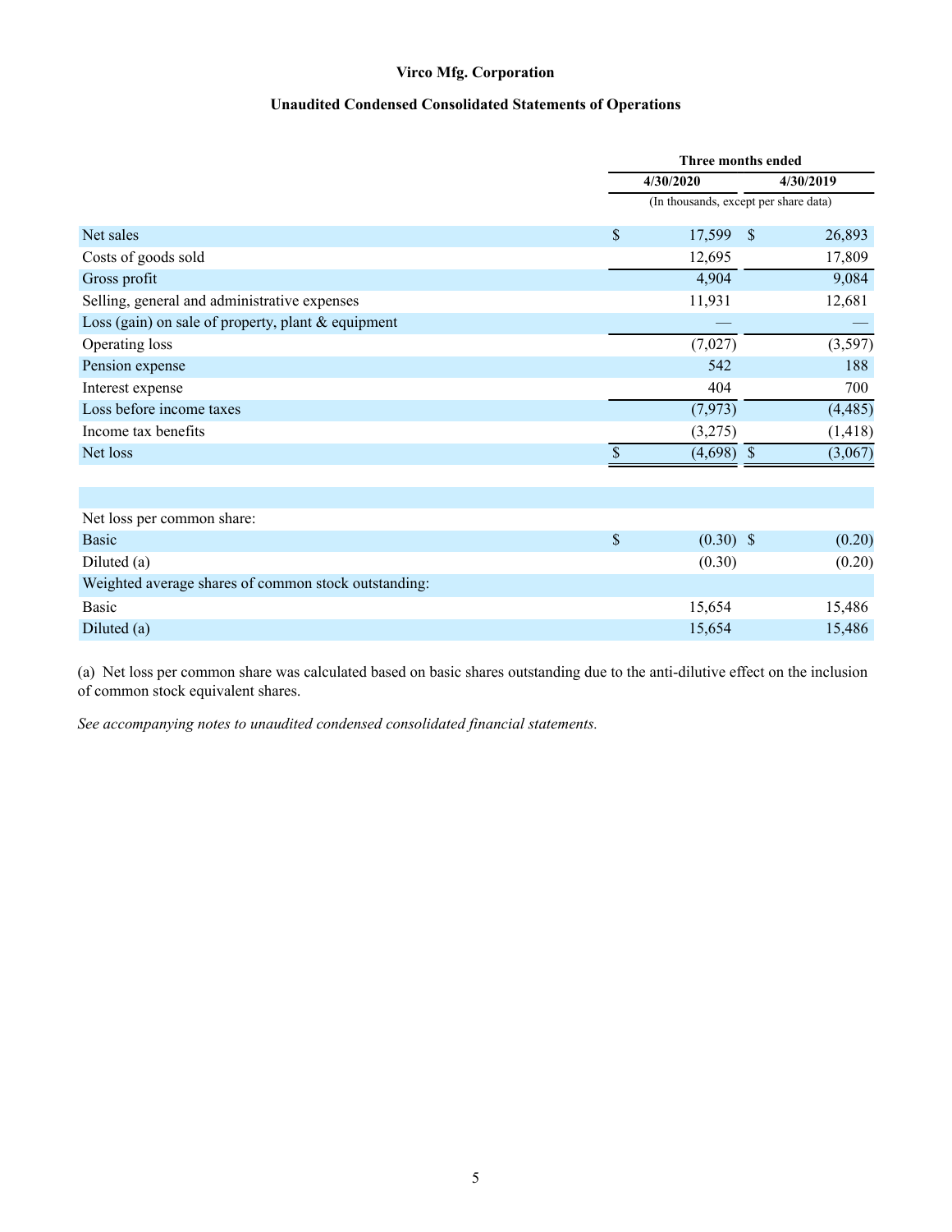# Virco Mfg. Corporation

## Unaudited Condensed Consolidated Statements of Operations

| | Three months ended | |
|---|---|---|
| | 4/30/2020 | 4/30/2019 |
| | (In thousands, except per share data) | |
| Net sales | $ 17,599 | $ 26,893 |
| Costs of goods sold | 12,695 | 17,809 |
| Gross profit | 4,904 | 9,084 |
| Selling, general and administrative expenses | 11,931 | 12,681 |
| Loss (gain) on sale of property, plant & equipment | — | — |
| Operating loss | (7,027) | (3,597) |
| Pension expense | 542 | 188 |
| Interest expense | 404 | 700 |
| Loss before income taxes | (7,973) | (4,485) |
| Income tax benefits | (3,275) | (1,418) |
| Net loss | $ (4,698) | $ (3,067) |
| | | |
| Net loss per common share: | | |
| Basic | $ (0.30) | $ (0.20) |
| Diluted (a) | (0.30) | (0.20) |
| Weighted average shares of common stock outstanding: | | |
| Basic | 15,654 | 15,486 |
| Diluted (a) | 15,654 | 15,486 |

(a) Net loss per common share was calculated based on basic shares outstanding due to the anti-dilutive effect on the inclusion of common stock equivalent shares.

*See accompanying notes to unaudited condensed consolidated financial statements.*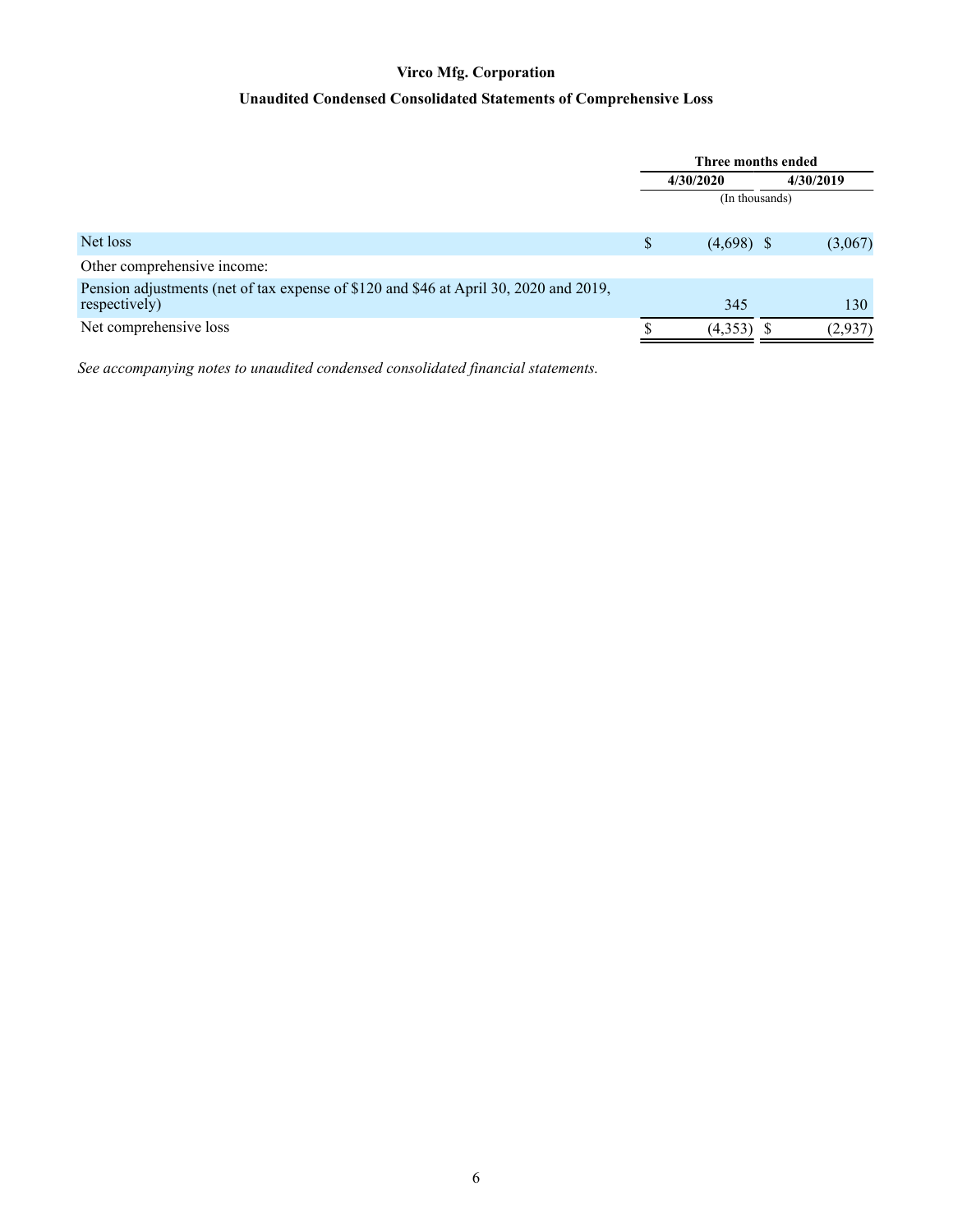# Virco Mfg. Corporation

## Unaudited Condensed Consolidated Statements of Comprehensive Loss

| | Three months ended | |
|---|---|---|
| | 4/30/2020 | 4/30/2019 |
| | (In thousands) | |
| Net loss | $ (4,698) | $ (3,067) |
| Other comprehensive income: | | |
| Pension adjustments (net of tax expense of $120 and $46 at April 30, 2020 and 2019, respectively) | 345 | 130 |
| Net comprehensive loss | $ (4,353) | $ (2,937) |

*See accompanying notes to unaudited condensed consolidated financial statements.*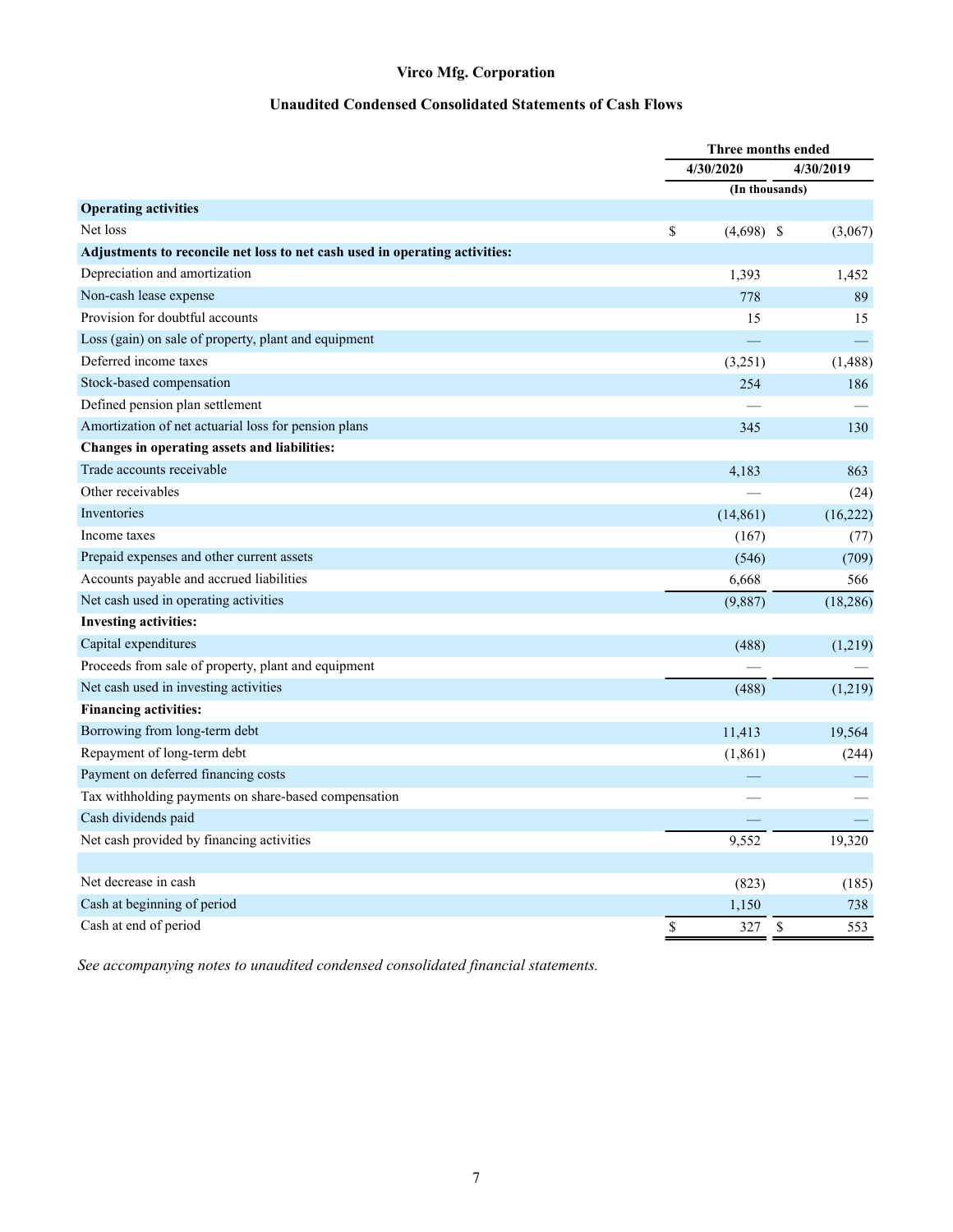# Virco Mfg. Corporation

## Unaudited Condensed Consolidated Statements of Cash Flows

| | Three months ended | |
|---|---|---|
| | 4/30/2020 | 4/30/2019 |
| | (In thousands) | |
| **Operating activities** | | |
| Net loss | $ (4,698) | $ (3,067) |
| **Adjustments to reconcile net loss to net cash used in operating activities:** | | |
| Depreciation and amortization | 1,393 | 1,452 |
| Non-cash lease expense | 778 | 89 |
| Provision for doubtful accounts | 15 | 15 |
| Loss (gain) on sale of property, plant and equipment | — | — |
| Deferred income taxes | (3,251) | (1,488) |
| Stock-based compensation | 254 | 186 |
| Defined pension plan settlement | — | — |
| Amortization of net actuarial loss for pension plans | 345 | 130 |
| **Changes in operating assets and liabilities:** | | |
| Trade accounts receivable | 4,183 | 863 |
| Other receivables | — | (24) |
| Inventories | (14,861) | (16,222) |
| Income taxes | (167) | (77) |
| Prepaid expenses and other current assets | (546) | (709) |
| Accounts payable and accrued liabilities | 6,668 | 566 |
| Net cash used in operating activities | (9,887) | (18,286) |
| **Investing activities:** | | |
| Capital expenditures | (488) | (1,219) |
| Proceeds from sale of property, plant and equipment | — | — |
| Net cash used in investing activities | (488) | (1,219) |
| **Financing activities:** | | |
| Borrowing from long-term debt | 11,413 | 19,564 |
| Repayment of long-term debt | (1,861) | (244) |
| Payment on deferred financing costs | — | — |
| Tax withholding payments on share-based compensation | — | — |
| Cash dividends paid | — | — |
| Net cash provided by financing activities | 9,552 | 19,320 |
| | | |
| Net decrease in cash | (823) | (185) |
| Cash at beginning of period | 1,150 | 738 |
| Cash at end of period | $ 327 | $ 553 |

*See accompanying notes to unaudited condensed consolidated financial statements.*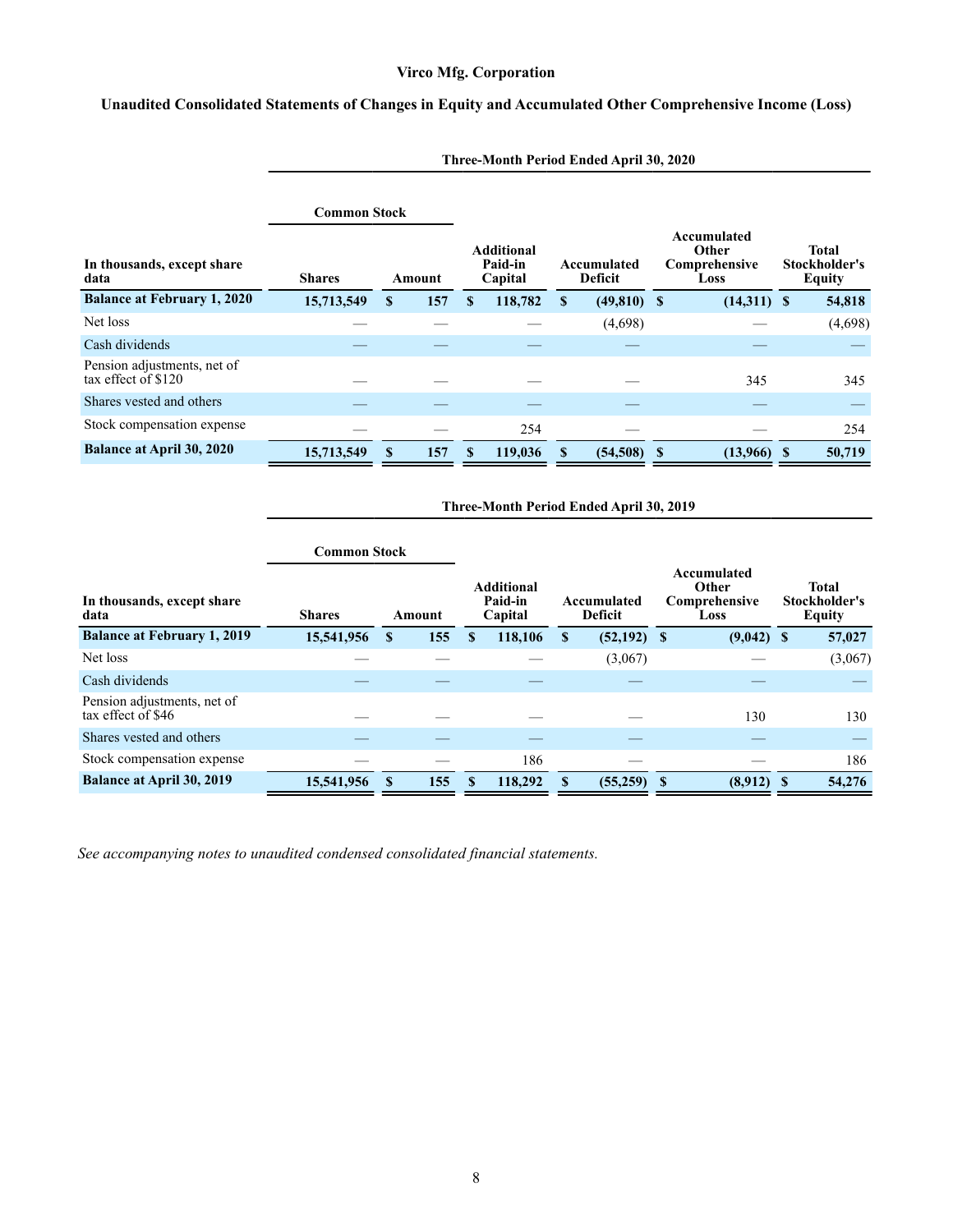**Virco Mfg. Corporation**

**Unaudited Consolidated Statements of Changes in Equity and Accumulated Other Comprehensive Income (Loss)**

| | Three-Month Period Ended April 30, 2020 | | | | | |
|---|---|---|---|---|---|---|
| | Common Stock | | | | | |
| In thousands, except share data | Shares | Amount | Additional Paid-in Capital | Accumulated Deficit | Accumulated Other Comprehensive Loss | Total Stockholder's Equity |
| **Balance at February 1, 2020** | **15,713,549** | **$ 157** | **$ 118,782** | **$ (49,810)** | **$ (14,311)** | **$ 54,818** |
| Net loss | — | — | — | (4,698) | — | (4,698) |
| Cash dividends | — | — | — | — | — | — |
| Pension adjustments, net of tax effect of $120 | — | — | — | — | 345 | 345 |
| Shares vested and others | — | — | — | — | — | — |
| Stock compensation expense | — | — | 254 | — | — | 254 |
| **Balance at April 30, 2020** | **15,713,549** | **$ 157** | **$ 119,036** | **$ (54,508)** | **$ (13,966)** | **$ 50,719** |

| | Three-Month Period Ended April 30, 2019 | | | | | |
|---|---|---|---|---|---|---|
| | Common Stock | | | | | |
| In thousands, except share data | Shares | Amount | Additional Paid-in Capital | Accumulated Deficit | Accumulated Other Comprehensive Loss | Total Stockholder's Equity |
| **Balance at February 1, 2019** | **15,541,956** | **$ 155** | **$ 118,106** | **$ (52,192)** | **$ (9,042)** | **$ 57,027** |
| Net loss | — | — | — | (3,067) | — | (3,067) |
| Cash dividends | — | — | — | — | — | — |
| Pension adjustments, net of tax effect of $46 | — | — | — | — | 130 | 130 |
| Shares vested and others | — | — | — | — | — | — |
| Stock compensation expense | — | — | 186 | — | — | 186 |
| **Balance at April 30, 2019** | **15,541,956** | **$ 155** | **$ 118,292** | **$ (55,259)** | **$ (8,912)** | **$ 54,276** |

*See accompanying notes to unaudited condensed consolidated financial statements.*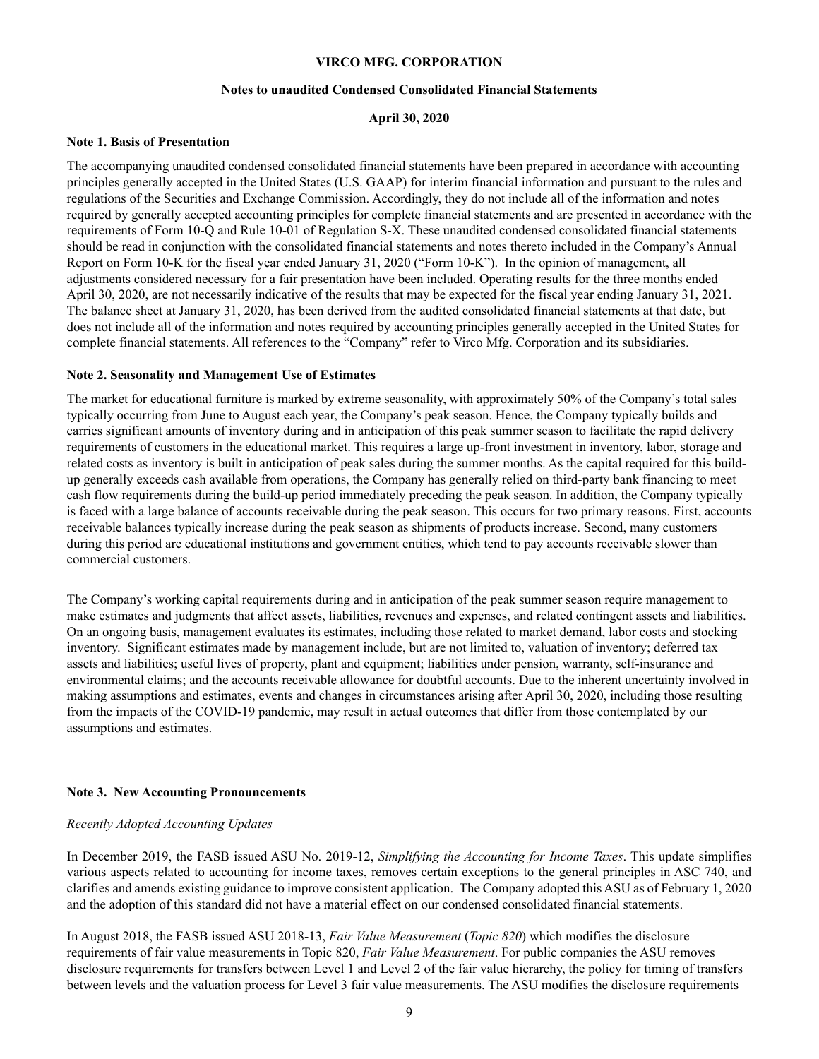**VIRCO MFG. CORPORATION**

**Notes to unaudited Condensed Consolidated Financial Statements**

**April 30, 2020**

**Note 1. Basis of Presentation**

The accompanying unaudited condensed consolidated financial statements have been prepared in accordance with accounting principles generally accepted in the United States (U.S. GAAP) for interim financial information and pursuant to the rules and regulations of the Securities and Exchange Commission. Accordingly, they do not include all of the information and notes required by generally accepted accounting principles for complete financial statements and are presented in accordance with the requirements of Form 10-Q and Rule 10-01 of Regulation S-X. These unaudited condensed consolidated financial statements should be read in conjunction with the consolidated financial statements and notes thereto included in the Company's Annual Report on Form 10-K for the fiscal year ended January 31, 2020 ("Form 10-K"). In the opinion of management, all adjustments considered necessary for a fair presentation have been included. Operating results for the three months ended April 30, 2020, are not necessarily indicative of the results that may be expected for the fiscal year ending January 31, 2021. The balance sheet at January 31, 2020, has been derived from the audited consolidated financial statements at that date, but does not include all of the information and notes required by accounting principles generally accepted in the United States for complete financial statements. All references to the "Company" refer to Virco Mfg. Corporation and its subsidiaries.

**Note 2. Seasonality and Management Use of Estimates**

The market for educational furniture is marked by extreme seasonality, with approximately 50% of the Company's total sales typically occurring from June to August each year, the Company's peak season. Hence, the Company typically builds and carries significant amounts of inventory during and in anticipation of this peak summer season to facilitate the rapid delivery requirements of customers in the educational market. This requires a large up-front investment in inventory, labor, storage and related costs as inventory is built in anticipation of peak sales during the summer months. As the capital required for this build-up generally exceeds cash available from operations, the Company has generally relied on third-party bank financing to meet cash flow requirements during the build-up period immediately preceding the peak season. In addition, the Company typically is faced with a large balance of accounts receivable during the peak season. This occurs for two primary reasons. First, accounts receivable balances typically increase during the peak season as shipments of products increase. Second, many customers during this period are educational institutions and government entities, which tend to pay accounts receivable slower than commercial customers.

The Company's working capital requirements during and in anticipation of the peak summer season require management to make estimates and judgments that affect assets, liabilities, revenues and expenses, and related contingent assets and liabilities. On an ongoing basis, management evaluates its estimates, including those related to market demand, labor costs and stocking inventory. Significant estimates made by management include, but are not limited to, valuation of inventory; deferred tax assets and liabilities; useful lives of property, plant and equipment; liabilities under pension, warranty, self-insurance and environmental claims; and the accounts receivable allowance for doubtful accounts. Due to the inherent uncertainty involved in making assumptions and estimates, events and changes in circumstances arising after April 30, 2020, including those resulting from the impacts of the COVID-19 pandemic, may result in actual outcomes that differ from those contemplated by our assumptions and estimates.

**Note 3. New Accounting Pronouncements**

*Recently Adopted Accounting Updates*

In December 2019, the FASB issued ASU No. 2019-12, *Simplifying the Accounting for Income Taxes*. This update simplifies various aspects related to accounting for income taxes, removes certain exceptions to the general principles in ASC 740, and clarifies and amends existing guidance to improve consistent application. The Company adopted this ASU as of February 1, 2020 and the adoption of this standard did not have a material effect on our condensed consolidated financial statements.

In August 2018, the FASB issued ASU 2018-13, *Fair Value Measurement* (*Topic 820*) which modifies the disclosure requirements of fair value measurements in Topic 820, *Fair Value Measurement*. For public companies the ASU removes disclosure requirements for transfers between Level 1 and Level 2 of the fair value hierarchy, the policy for timing of transfers between levels and the valuation process for Level 3 fair value measurements. The ASU modifies the disclosure requirements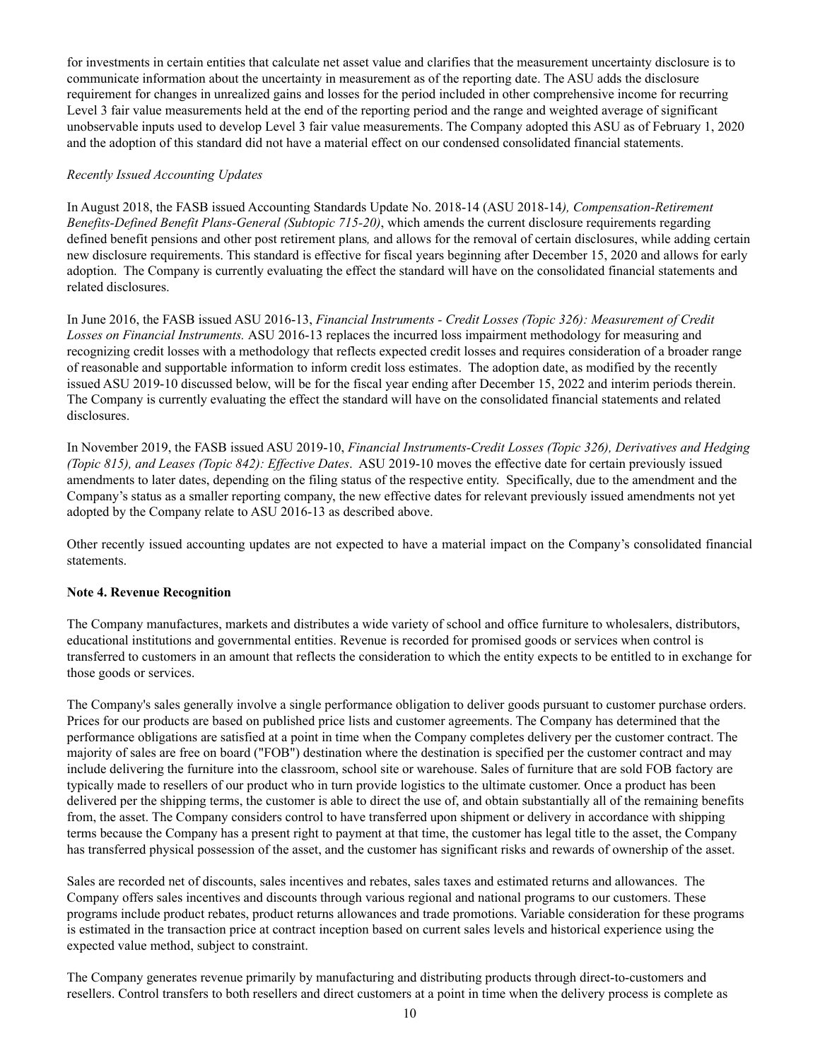for investments in certain entities that calculate net asset value and clarifies that the measurement uncertainty disclosure is to communicate information about the uncertainty in measurement as of the reporting date. The ASU adds the disclosure requirement for changes in unrealized gains and losses for the period included in other comprehensive income for recurring Level 3 fair value measurements held at the end of the reporting period and the range and weighted average of significant unobservable inputs used to develop Level 3 fair value measurements. The Company adopted this ASU as of February 1, 2020 and the adoption of this standard did not have a material effect on our condensed consolidated financial statements.

*Recently Issued Accounting Updates*

In August 2018, the FASB issued Accounting Standards Update No. 2018-14 (ASU 2018-14*), Compensation-Retirement Benefits-Defined Benefit Plans-General (Subtopic 715-20)*, which amends the current disclosure requirements regarding defined benefit pensions and other post retirement plans*,* and allows for the removal of certain disclosures, while adding certain new disclosure requirements. This standard is effective for fiscal years beginning after December 15, 2020 and allows for early adoption. The Company is currently evaluating the effect the standard will have on the consolidated financial statements and related disclosures.

In June 2016, the FASB issued ASU 2016-13, *Financial Instruments - Credit Losses (Topic 326): Measurement of Credit Losses on Financial Instruments.* ASU 2016-13 replaces the incurred loss impairment methodology for measuring and recognizing credit losses with a methodology that reflects expected credit losses and requires consideration of a broader range of reasonable and supportable information to inform credit loss estimates. The adoption date, as modified by the recently issued ASU 2019-10 discussed below, will be for the fiscal year ending after December 15, 2022 and interim periods therein. The Company is currently evaluating the effect the standard will have on the consolidated financial statements and related disclosures.

In November 2019, the FASB issued ASU 2019-10, *Financial Instruments-Credit Losses (Topic 326), Derivatives and Hedging (Topic 815), and Leases (Topic 842): Effective Dates*. ASU 2019-10 moves the effective date for certain previously issued amendments to later dates, depending on the filing status of the respective entity. Specifically, due to the amendment and the Company's status as a smaller reporting company, the new effective dates for relevant previously issued amendments not yet adopted by the Company relate to ASU 2016-13 as described above.

Other recently issued accounting updates are not expected to have a material impact on the Company's consolidated financial statements.

**Note 4. Revenue Recognition**

The Company manufactures, markets and distributes a wide variety of school and office furniture to wholesalers, distributors, educational institutions and governmental entities. Revenue is recorded for promised goods or services when control is transferred to customers in an amount that reflects the consideration to which the entity expects to be entitled to in exchange for those goods or services.

The Company's sales generally involve a single performance obligation to deliver goods pursuant to customer purchase orders. Prices for our products are based on published price lists and customer agreements. The Company has determined that the performance obligations are satisfied at a point in time when the Company completes delivery per the customer contract. The majority of sales are free on board ("FOB") destination where the destination is specified per the customer contract and may include delivering the furniture into the classroom, school site or warehouse. Sales of furniture that are sold FOB factory are typically made to resellers of our product who in turn provide logistics to the ultimate customer. Once a product has been delivered per the shipping terms, the customer is able to direct the use of, and obtain substantially all of the remaining benefits from, the asset. The Company considers control to have transferred upon shipment or delivery in accordance with shipping terms because the Company has a present right to payment at that time, the customer has legal title to the asset, the Company has transferred physical possession of the asset, and the customer has significant risks and rewards of ownership of the asset.

Sales are recorded net of discounts, sales incentives and rebates, sales taxes and estimated returns and allowances. The Company offers sales incentives and discounts through various regional and national programs to our customers. These programs include product rebates, product returns allowances and trade promotions. Variable consideration for these programs is estimated in the transaction price at contract inception based on current sales levels and historical experience using the expected value method, subject to constraint.

The Company generates revenue primarily by manufacturing and distributing products through direct-to-customers and resellers. Control transfers to both resellers and direct customers at a point in time when the delivery process is complete as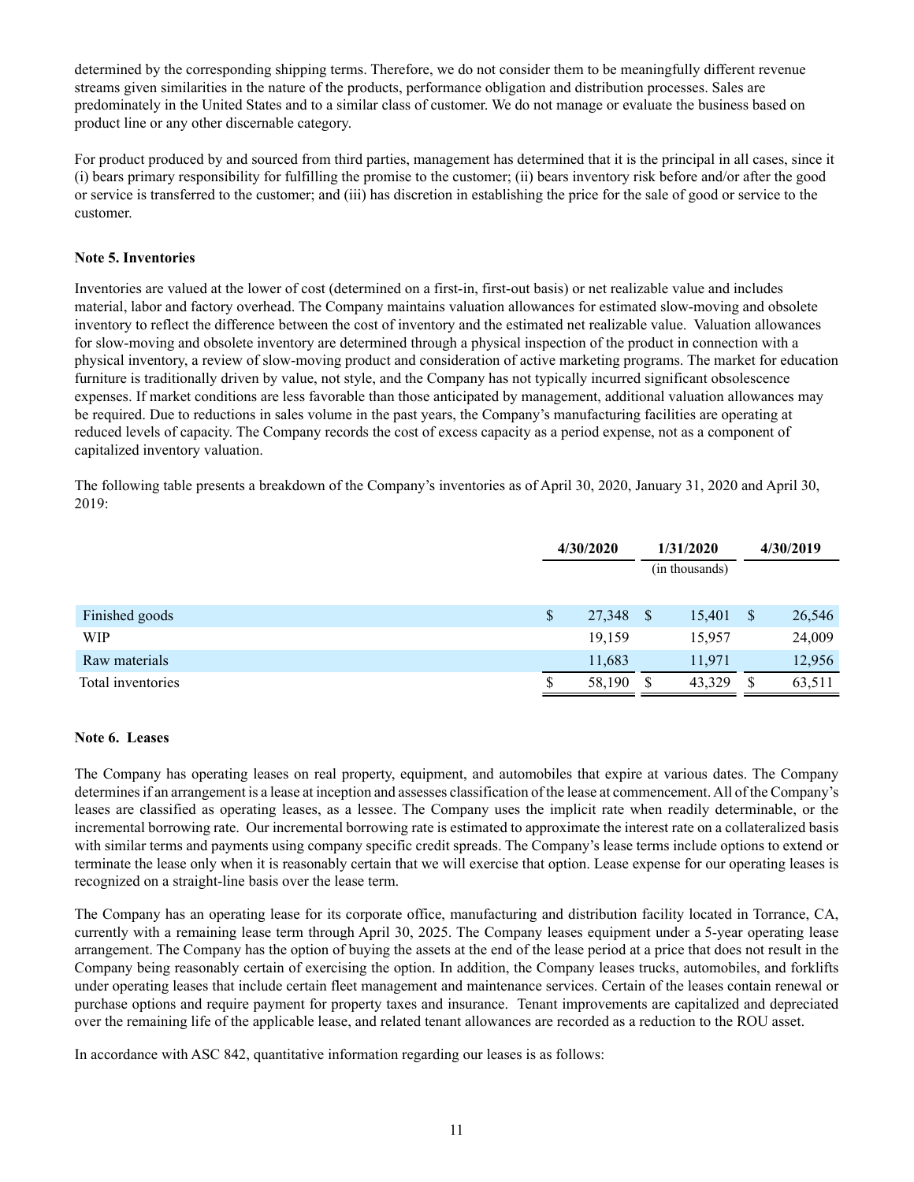determined by the corresponding shipping terms. Therefore, we do not consider them to be meaningfully different revenue streams given similarities in the nature of the products, performance obligation and distribution processes. Sales are predominately in the United States and to a similar class of customer. We do not manage or evaluate the business based on product line or any other discernable category.

For product produced by and sourced from third parties, management has determined that it is the principal in all cases, since it (i) bears primary responsibility for fulfilling the promise to the customer; (ii) bears inventory risk before and/or after the good or service is transferred to the customer; and (iii) has discretion in establishing the price for the sale of good or service to the customer.

**Note 5. Inventories**

Inventories are valued at the lower of cost (determined on a first-in, first-out basis) or net realizable value and includes material, labor and factory overhead. The Company maintains valuation allowances for estimated slow-moving and obsolete inventory to reflect the difference between the cost of inventory and the estimated net realizable value. Valuation allowances for slow-moving and obsolete inventory are determined through a physical inspection of the product in connection with a physical inventory, a review of slow-moving product and consideration of active marketing programs. The market for education furniture is traditionally driven by value, not style, and the Company has not typically incurred significant obsolescence expenses. If market conditions are less favorable than those anticipated by management, additional valuation allowances may be required. Due to reductions in sales volume in the past years, the Company's manufacturing facilities are operating at reduced levels of capacity. The Company records the cost of excess capacity as a period expense, not as a component of capitalized inventory valuation.

The following table presents a breakdown of the Company's inventories as of April 30, 2020, January 31, 2020 and April 30, 2019:

| | 4/30/2020 | 1/31/2020 | 4/30/2019 |
|---|---|---|---|
| | | (in thousands) | |
| Finished goods | $ 27,348 | $ 15,401 | $ 26,546 |
| WIP | 19,159 | 15,957 | 24,009 |
| Raw materials | 11,683 | 11,971 | 12,956 |
| Total inventories | $ 58,190 | $ 43,329 | $ 63,511 |

**Note 6. Leases**

The Company has operating leases on real property, equipment, and automobiles that expire at various dates. The Company determines if an arrangement is a lease at inception and assesses classification of the lease at commencement. All of the Company's leases are classified as operating leases, as a lessee. The Company uses the implicit rate when readily determinable, or the incremental borrowing rate. Our incremental borrowing rate is estimated to approximate the interest rate on a collateralized basis with similar terms and payments using company specific credit spreads. The Company's lease terms include options to extend or terminate the lease only when it is reasonably certain that we will exercise that option. Lease expense for our operating leases is recognized on a straight-line basis over the lease term.

The Company has an operating lease for its corporate office, manufacturing and distribution facility located in Torrance, CA, currently with a remaining lease term through April 30, 2025. The Company leases equipment under a 5-year operating lease arrangement. The Company has the option of buying the assets at the end of the lease period at a price that does not result in the Company being reasonably certain of exercising the option. In addition, the Company leases trucks, automobiles, and forklifts under operating leases that include certain fleet management and maintenance services. Certain of the leases contain renewal or purchase options and require payment for property taxes and insurance. Tenant improvements are capitalized and depreciated over the remaining life of the applicable lease, and related tenant allowances are recorded as a reduction to the ROU asset.

In accordance with ASC 842, quantitative information regarding our leases is as follows: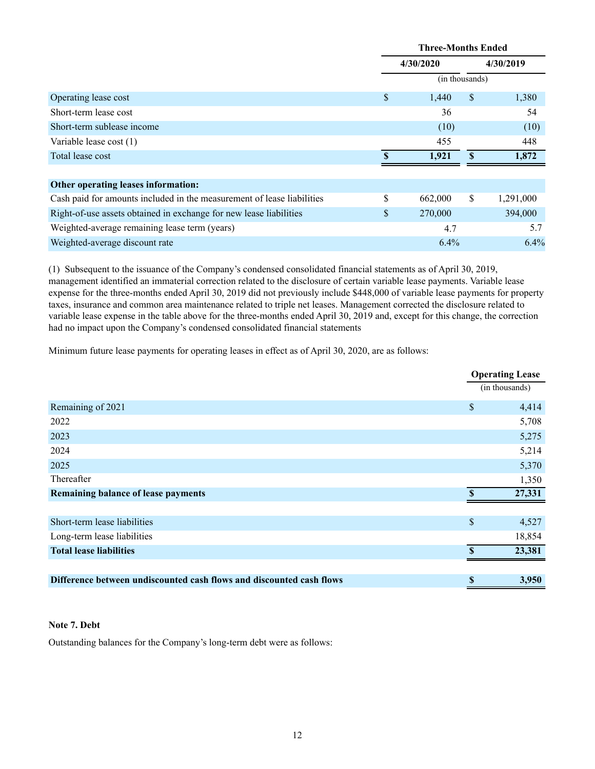| | Three-Months Ended | |
|---|---|---|
| | 4/30/2020 | 4/30/2019 |
| | (in thousands) | |
| Operating lease cost | $ 1,440 | $ 1,380 |
| Short-term lease cost | 36 | 54 |
| Short-term sublease income | (10) | (10) |
| Variable lease cost (1) | 455 | 448 |
| Total lease cost | $ 1,921 | $ 1,872 |
| | | |
| **Other operating leases information:** | | |
| Cash paid for amounts included in the measurement of lease liabilities | $ 662,000 | $ 1,291,000 |
| Right-of-use assets obtained in exchange for new lease liabilities | $ 270,000 | 394,000 |
| Weighted-average remaining lease term (years) | 4.7 | 5.7 |
| Weighted-average discount rate | 6.4% | 6.4% |

(1) Subsequent to the issuance of the Company's condensed consolidated financial statements as of April 30, 2019, management identified an immaterial correction related to the disclosure of certain variable lease payments. Variable lease expense for the three-months ended April 30, 2019 did not previously include $448,000 of variable lease payments for property taxes, insurance and common area maintenance related to triple net leases. Management corrected the disclosure related to variable lease expense in the table above for the three-months ended April 30, 2019 and, except for this change, the correction had no impact upon the Company's condensed consolidated financial statements

Minimum future lease payments for operating leases in effect as of April 30, 2020, are as follows:

| | Operating Lease |
|---|---|
| | (in thousands) |
| Remaining of 2021 | $ 4,414 |
| 2022 | 5,708 |
| 2023 | 5,275 |
| 2024 | 5,214 |
| 2025 | 5,370 |
| Thereafter | 1,350 |
| **Remaining balance of lease payments** | **$ 27,331** |
| | |
| Short-term lease liabilities | $ 4,527 |
| Long-term lease liabilities | 18,854 |
| **Total lease liabilities** | **$ 23,381** |
| | |
| **Difference between undiscounted cash flows and discounted cash flows** | **$ 3,950** |

**Note 7. Debt**

Outstanding balances for the Company's long-term debt were as follows: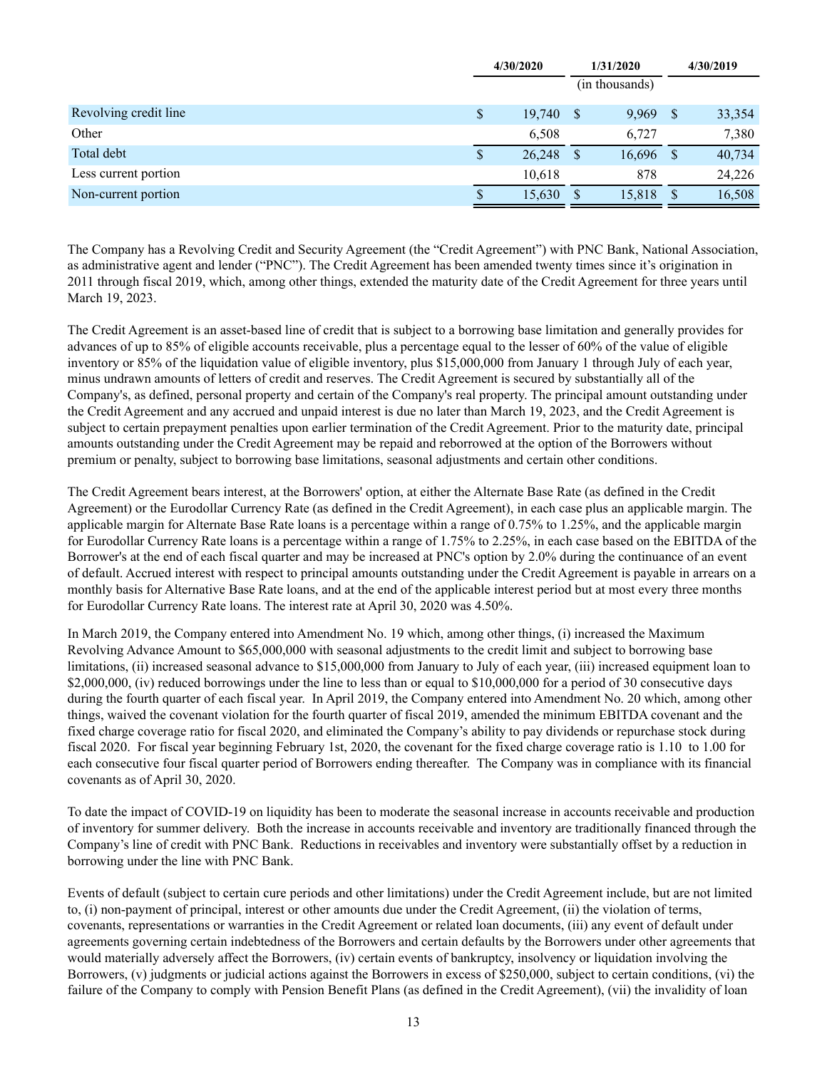| | 4/30/2020 | 1/31/2020 | 4/30/2019 |
|---|---|---|---|
| | | (in thousands) | |
| Revolving credit line | $ 19,740 | $ 9,969 | $ 33,354 |
| Other | 6,508 | 6,727 | 7,380 |
| Total debt | $ 26,248 | $ 16,696 | $ 40,734 |
| Less current portion | 10,618 | 878 | 24,226 |
| Non-current portion | $ 15,630 | $ 15,818 | $ 16,508 |

The Company has a Revolving Credit and Security Agreement (the "Credit Agreement") with PNC Bank, National Association, as administrative agent and lender ("PNC"). The Credit Agreement has been amended twenty times since it's origination in 2011 through fiscal 2019, which, among other things, extended the maturity date of the Credit Agreement for three years until March 19, 2023.

The Credit Agreement is an asset-based line of credit that is subject to a borrowing base limitation and generally provides for advances of up to 85% of eligible accounts receivable, plus a percentage equal to the lesser of 60% of the value of eligible inventory or 85% of the liquidation value of eligible inventory, plus $15,000,000 from January 1 through July of each year, minus undrawn amounts of letters of credit and reserves. The Credit Agreement is secured by substantially all of the Company's, as defined, personal property and certain of the Company's real property. The principal amount outstanding under the Credit Agreement and any accrued and unpaid interest is due no later than March 19, 2023, and the Credit Agreement is subject to certain prepayment penalties upon earlier termination of the Credit Agreement. Prior to the maturity date, principal amounts outstanding under the Credit Agreement may be repaid and reborrowed at the option of the Borrowers without premium or penalty, subject to borrowing base limitations, seasonal adjustments and certain other conditions.

The Credit Agreement bears interest, at the Borrowers' option, at either the Alternate Base Rate (as defined in the Credit Agreement) or the Eurodollar Currency Rate (as defined in the Credit Agreement), in each case plus an applicable margin. The applicable margin for Alternate Base Rate loans is a percentage within a range of 0.75% to 1.25%, and the applicable margin for Eurodollar Currency Rate loans is a percentage within a range of 1.75% to 2.25%, in each case based on the EBITDA of the Borrower's at the end of each fiscal quarter and may be increased at PNC's option by 2.0% during the continuance of an event of default. Accrued interest with respect to principal amounts outstanding under the Credit Agreement is payable in arrears on a monthly basis for Alternative Base Rate loans, and at the end of the applicable interest period but at most every three months for Eurodollar Currency Rate loans. The interest rate at April 30, 2020 was 4.50%.

In March 2019, the Company entered into Amendment No. 19 which, among other things, (i) increased the Maximum Revolving Advance Amount to $65,000,000 with seasonal adjustments to the credit limit and subject to borrowing base limitations, (ii) increased seasonal advance to $15,000,000 from January to July of each year, (iii) increased equipment loan to $2,000,000, (iv) reduced borrowings under the line to less than or equal to $10,000,000 for a period of 30 consecutive days during the fourth quarter of each fiscal year. In April 2019, the Company entered into Amendment No. 20 which, among other things, waived the covenant violation for the fourth quarter of fiscal 2019, amended the minimum EBITDA covenant and the fixed charge coverage ratio for fiscal 2020, and eliminated the Company's ability to pay dividends or repurchase stock during fiscal 2020. For fiscal year beginning February 1st, 2020, the covenant for the fixed charge coverage ratio is 1.10 to 1.00 for each consecutive four fiscal quarter period of Borrowers ending thereafter. The Company was in compliance with its financial covenants as of April 30, 2020.

To date the impact of COVID-19 on liquidity has been to moderate the seasonal increase in accounts receivable and production of inventory for summer delivery. Both the increase in accounts receivable and inventory are traditionally financed through the Company's line of credit with PNC Bank. Reductions in receivables and inventory were substantially offset by a reduction in borrowing under the line with PNC Bank.

Events of default (subject to certain cure periods and other limitations) under the Credit Agreement include, but are not limited to, (i) non-payment of principal, interest or other amounts due under the Credit Agreement, (ii) the violation of terms, covenants, representations or warranties in the Credit Agreement or related loan documents, (iii) any event of default under agreements governing certain indebtedness of the Borrowers and certain defaults by the Borrowers under other agreements that would materially adversely affect the Borrowers, (iv) certain events of bankruptcy, insolvency or liquidation involving the Borrowers, (v) judgments or judicial actions against the Borrowers in excess of $250,000, subject to certain conditions, (vi) the failure of the Company to comply with Pension Benefit Plans (as defined in the Credit Agreement), (vii) the invalidity of loan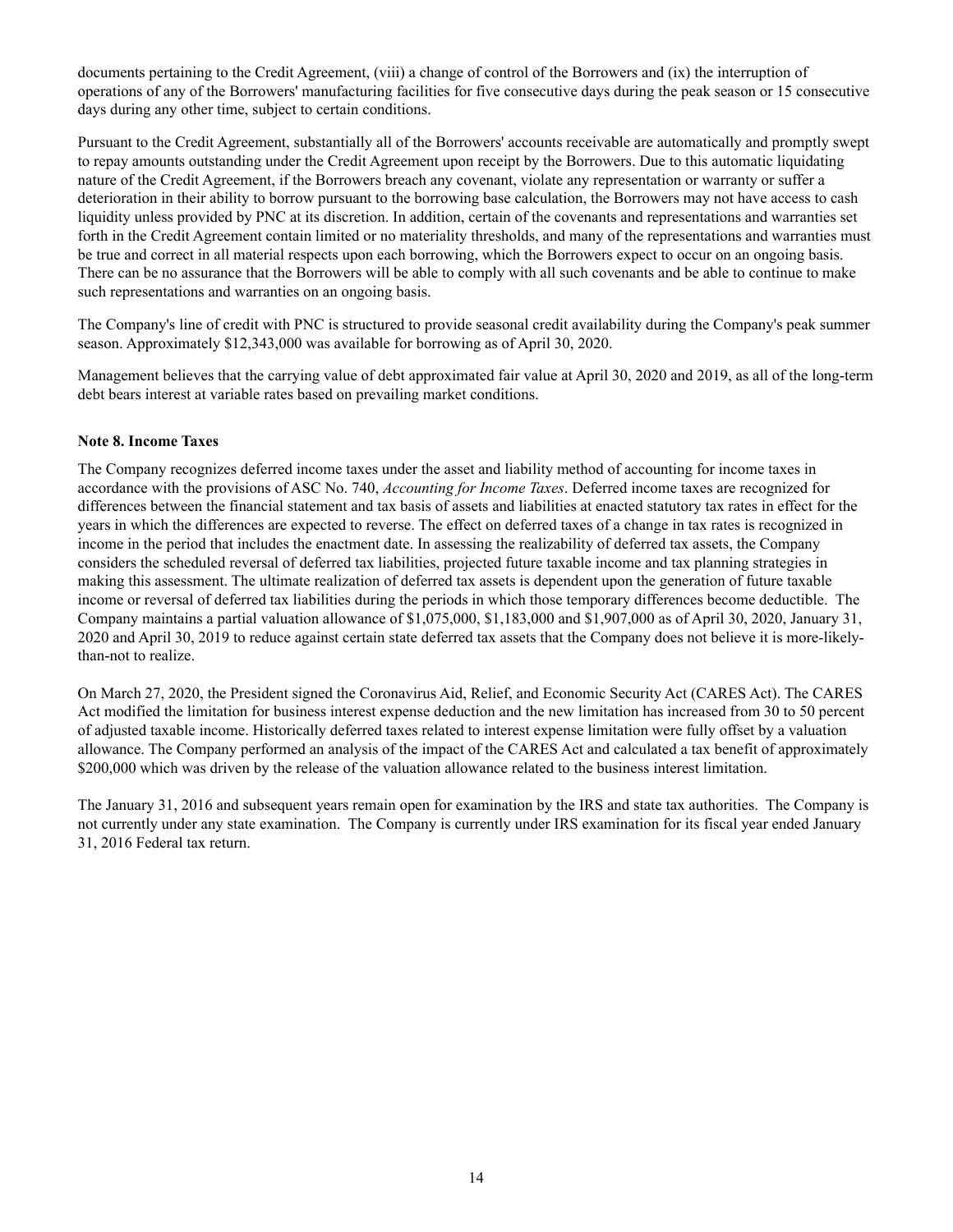documents pertaining to the Credit Agreement, (viii) a change of control of the Borrowers and (ix) the interruption of operations of any of the Borrowers' manufacturing facilities for five consecutive days during the peak season or 15 consecutive days during any other time, subject to certain conditions.

Pursuant to the Credit Agreement, substantially all of the Borrowers' accounts receivable are automatically and promptly swept to repay amounts outstanding under the Credit Agreement upon receipt by the Borrowers. Due to this automatic liquidating nature of the Credit Agreement, if the Borrowers breach any covenant, violate any representation or warranty or suffer a deterioration in their ability to borrow pursuant to the borrowing base calculation, the Borrowers may not have access to cash liquidity unless provided by PNC at its discretion. In addition, certain of the covenants and representations and warranties set forth in the Credit Agreement contain limited or no materiality thresholds, and many of the representations and warranties must be true and correct in all material respects upon each borrowing, which the Borrowers expect to occur on an ongoing basis. There can be no assurance that the Borrowers will be able to comply with all such covenants and be able to continue to make such representations and warranties on an ongoing basis.

The Company's line of credit with PNC is structured to provide seasonal credit availability during the Company's peak summer season. Approximately $12,343,000 was available for borrowing as of April 30, 2020.

Management believes that the carrying value of debt approximated fair value at April 30, 2020 and 2019, as all of the long-term debt bears interest at variable rates based on prevailing market conditions.

**Note 8. Income Taxes**

The Company recognizes deferred income taxes under the asset and liability method of accounting for income taxes in accordance with the provisions of ASC No. 740, *Accounting for Income Taxes*. Deferred income taxes are recognized for differences between the financial statement and tax basis of assets and liabilities at enacted statutory tax rates in effect for the years in which the differences are expected to reverse. The effect on deferred taxes of a change in tax rates is recognized in income in the period that includes the enactment date. In assessing the realizability of deferred tax assets, the Company considers the scheduled reversal of deferred tax liabilities, projected future taxable income and tax planning strategies in making this assessment. The ultimate realization of deferred tax assets is dependent upon the generation of future taxable income or reversal of deferred tax liabilities during the periods in which those temporary differences become deductible. The Company maintains a partial valuation allowance of $1,075,000, $1,183,000 and $1,907,000 as of April 30, 2020, January 31, 2020 and April 30, 2019 to reduce against certain state deferred tax assets that the Company does not believe it is more-likely-than-not to realize.

On March 27, 2020, the President signed the Coronavirus Aid, Relief, and Economic Security Act (CARES Act). The CARES Act modified the limitation for business interest expense deduction and the new limitation has increased from 30 to 50 percent of adjusted taxable income. Historically deferred taxes related to interest expense limitation were fully offset by a valuation allowance. The Company performed an analysis of the impact of the CARES Act and calculated a tax benefit of approximately $200,000 which was driven by the release of the valuation allowance related to the business interest limitation.

The January 31, 2016 and subsequent years remain open for examination by the IRS and state tax authorities. The Company is not currently under any state examination. The Company is currently under IRS examination for its fiscal year ended January 31, 2016 Federal tax return.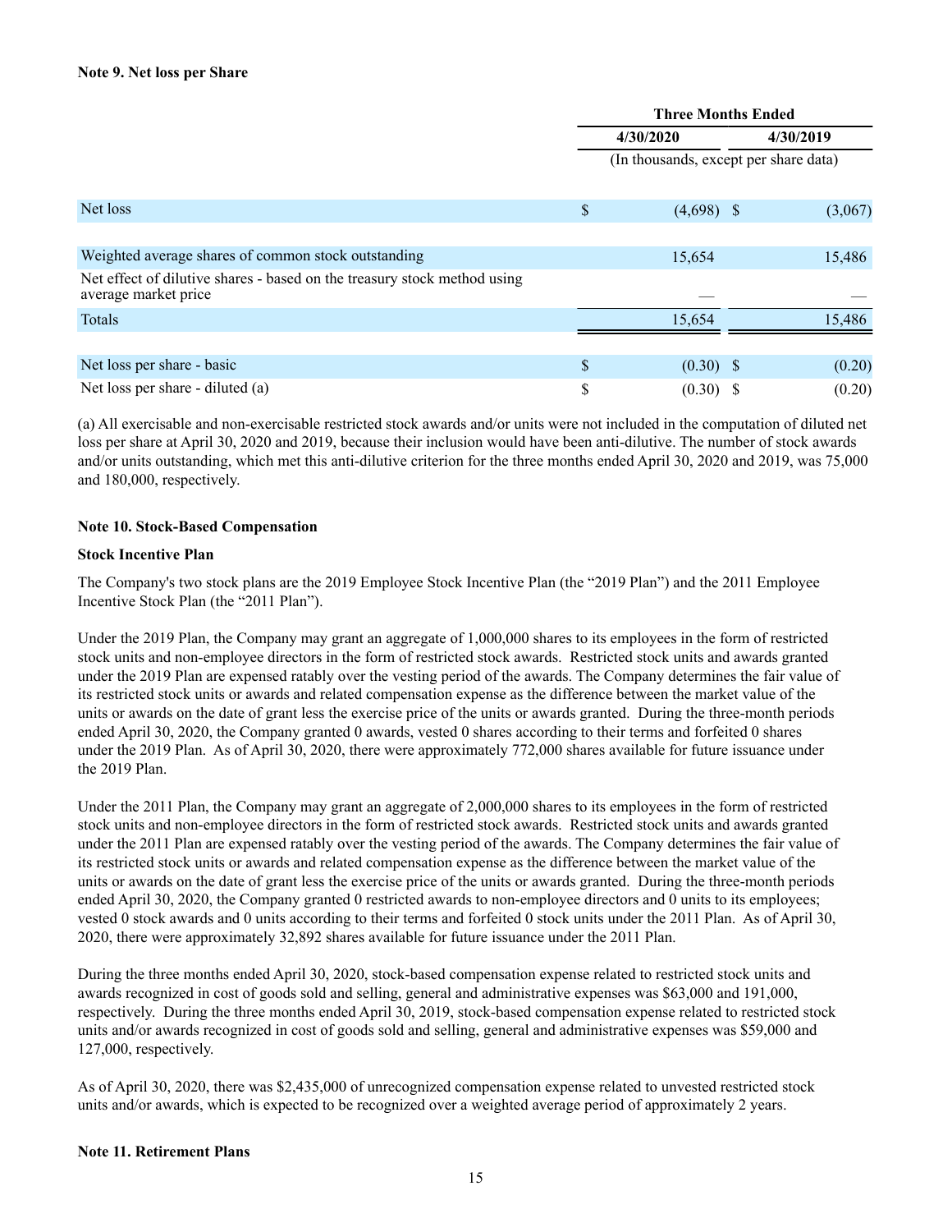**Note 9. Net loss per Share**

| | Three Months Ended | |
|---|---|---|
| | 4/30/2020 | 4/30/2019 |
| | (In thousands, except per share data) | |
| Net loss | $ (4,698) | $ (3,067) |
| Weighted average shares of common stock outstanding | 15,654 | 15,486 |
| Net effect of dilutive shares - based on the treasury stock method using average market price | — | — |
| Totals | 15,654 | 15,486 |
| Net loss per share - basic | $ (0.30) | $ (0.20) |
| Net loss per share - diluted (a) | $ (0.30) | $ (0.20) |

(a) All exercisable and non-exercisable restricted stock awards and/or units were not included in the computation of diluted net loss per share at April 30, 2020 and 2019, because their inclusion would have been anti-dilutive. The number of stock awards and/or units outstanding, which met this anti-dilutive criterion for the three months ended April 30, 2020 and 2019, was 75,000 and 180,000, respectively.

**Note 10. Stock-Based Compensation**

**Stock Incentive Plan**

The Company's two stock plans are the 2019 Employee Stock Incentive Plan (the "2019 Plan") and the 2011 Employee Incentive Stock Plan (the "2011 Plan").

Under the 2019 Plan, the Company may grant an aggregate of 1,000,000 shares to its employees in the form of restricted stock units and non-employee directors in the form of restricted stock awards. Restricted stock units and awards granted under the 2019 Plan are expensed ratably over the vesting period of the awards. The Company determines the fair value of its restricted stock units or awards and related compensation expense as the difference between the market value of the units or awards on the date of grant less the exercise price of the units or awards granted. During the three-month periods ended April 30, 2020, the Company granted 0 awards, vested 0 shares according to their terms and forfeited 0 shares under the 2019 Plan. As of April 30, 2020, there were approximately 772,000 shares available for future issuance under the 2019 Plan.

Under the 2011 Plan, the Company may grant an aggregate of 2,000,000 shares to its employees in the form of restricted stock units and non-employee directors in the form of restricted stock awards. Restricted stock units and awards granted under the 2011 Plan are expensed ratably over the vesting period of the awards. The Company determines the fair value of its restricted stock units or awards and related compensation expense as the difference between the market value of the units or awards on the date of grant less the exercise price of the units or awards granted. During the three-month periods ended April 30, 2020, the Company granted 0 restricted awards to non-employee directors and 0 units to its employees; vested 0 stock awards and 0 units according to their terms and forfeited 0 stock units under the 2011 Plan. As of April 30, 2020, there were approximately 32,892 shares available for future issuance under the 2011 Plan.

During the three months ended April 30, 2020, stock-based compensation expense related to restricted stock units and awards recognized in cost of goods sold and selling, general and administrative expenses was $63,000 and 191,000, respectively. During the three months ended April 30, 2019, stock-based compensation expense related to restricted stock units and/or awards recognized in cost of goods sold and selling, general and administrative expenses was $59,000 and 127,000, respectively.

As of April 30, 2020, there was $2,435,000 of unrecognized compensation expense related to unvested restricted stock units and/or awards, which is expected to be recognized over a weighted average period of approximately 2 years.

**Note 11. Retirement Plans**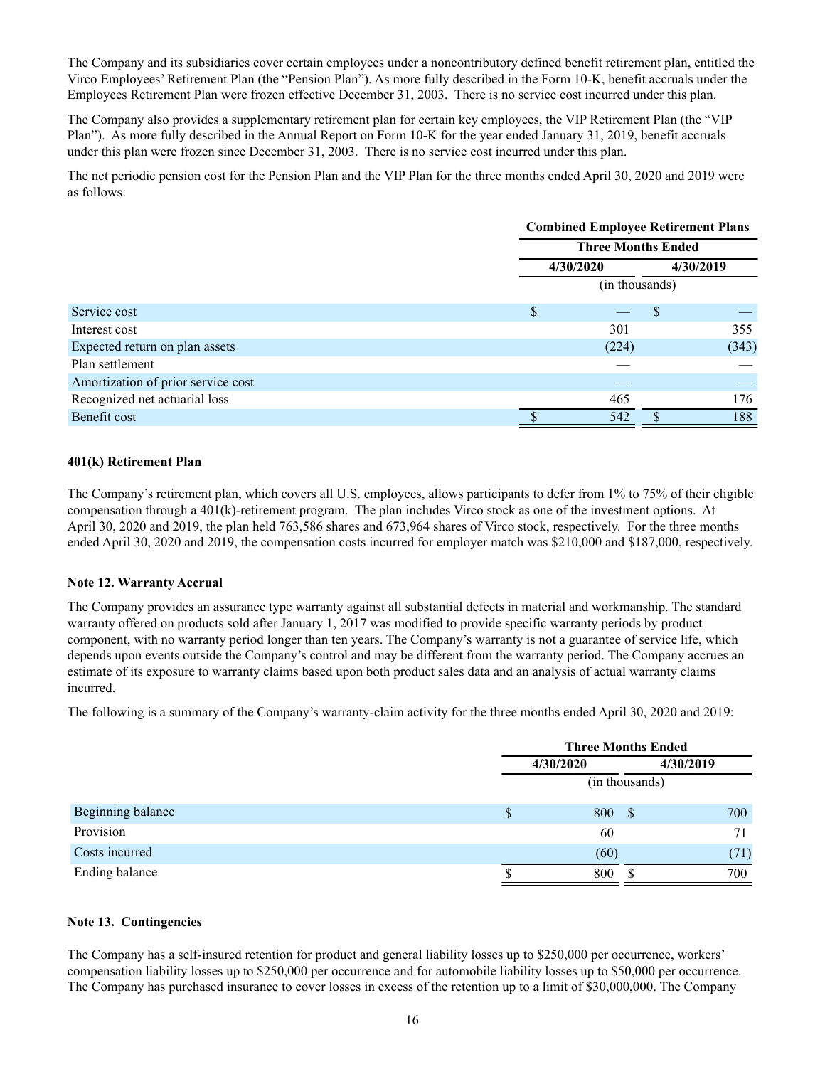The Company and its subsidiaries cover certain employees under a noncontributory defined benefit retirement plan, entitled the Virco Employees' Retirement Plan (the "Pension Plan"). As more fully described in the Form 10-K, benefit accruals under the Employees Retirement Plan were frozen effective December 31, 2003. There is no service cost incurred under this plan.

The Company also provides a supplementary retirement plan for certain key employees, the VIP Retirement Plan (the "VIP Plan"). As more fully described in the Annual Report on Form 10-K for the year ended January 31, 2019, benefit accruals under this plan were frozen since December 31, 2003. There is no service cost incurred under this plan.

The net periodic pension cost for the Pension Plan and the VIP Plan for the three months ended April 30, 2020 and 2019 were as follows:

| | Combined Employee Retirement Plans | |
|---|---|---|
| | Three Months Ended | |
| | 4/30/2020 | 4/30/2019 |
| | (in thousands) | |
| Service cost | $ — | $ — |
| Interest cost | 301 | 355 |
| Expected return on plan assets | (224) | (343) |
| Plan settlement | — | — |
| Amortization of prior service cost | — | — |
| Recognized net actuarial loss | 465 | 176 |
| Benefit cost | $ 542 | $ 188 |

**401(k) Retirement Plan**

The Company's retirement plan, which covers all U.S. employees, allows participants to defer from 1% to 75% of their eligible compensation through a 401(k)-retirement program. The plan includes Virco stock as one of the investment options. At April 30, 2020 and 2019, the plan held 763,586 shares and 673,964 shares of Virco stock, respectively. For the three months ended April 30, 2020 and 2019, the compensation costs incurred for employer match was $210,000 and $187,000, respectively.

**Note 12. Warranty Accrual**

The Company provides an assurance type warranty against all substantial defects in material and workmanship. The standard warranty offered on products sold after January 1, 2017 was modified to provide specific warranty periods by product component, with no warranty period longer than ten years. The Company's warranty is not a guarantee of service life, which depends upon events outside the Company's control and may be different from the warranty period. The Company accrues an estimate of its exposure to warranty claims based upon both product sales data and an analysis of actual warranty claims incurred.

The following is a summary of the Company's warranty-claim activity for the three months ended April 30, 2020 and 2019:

| | Three Months Ended | |
|---|---|---|
| | 4/30/2020 | 4/30/2019 |
| | (in thousands) | |
| Beginning balance | $ 800 | $ 700 |
| Provision | 60 | 71 |
| Costs incurred | (60) | (71) |
| Ending balance | $ 800 | $ 700 |

**Note 13. Contingencies**

The Company has a self-insured retention for product and general liability losses up to $250,000 per occurrence, workers' compensation liability losses up to $250,000 per occurrence and for automobile liability losses up to $50,000 per occurrence. The Company has purchased insurance to cover losses in excess of the retention up to a limit of $30,000,000. The Company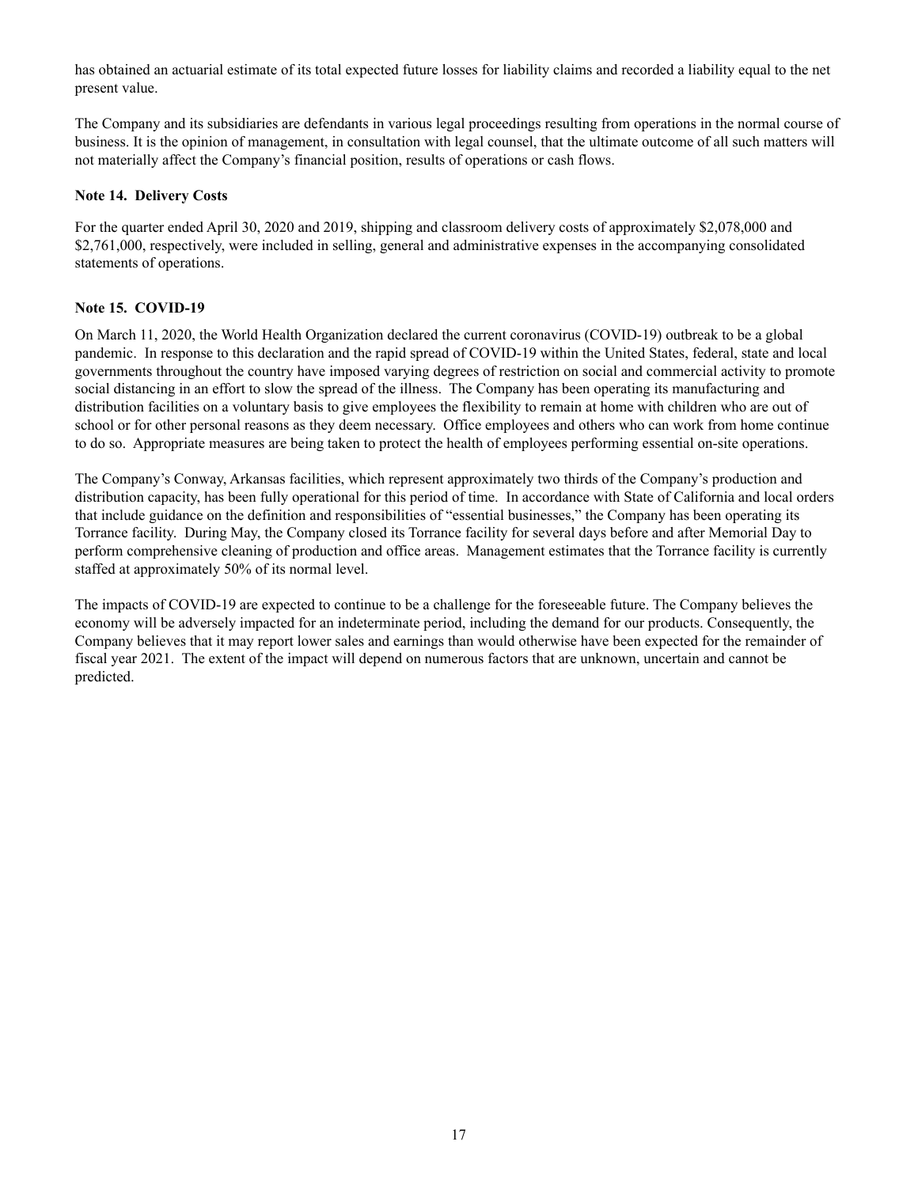has obtained an actuarial estimate of its total expected future losses for liability claims and recorded a liability equal to the net present value.

The Company and its subsidiaries are defendants in various legal proceedings resulting from operations in the normal course of business. It is the opinion of management, in consultation with legal counsel, that the ultimate outcome of all such matters will not materially affect the Company's financial position, results of operations or cash flows.

**Note 14. Delivery Costs**

For the quarter ended April 30, 2020 and 2019, shipping and classroom delivery costs of approximately $2,078,000 and $2,761,000, respectively, were included in selling, general and administrative expenses in the accompanying consolidated statements of operations.

**Note 15. COVID-19**

On March 11, 2020, the World Health Organization declared the current coronavirus (COVID-19) outbreak to be a global pandemic. In response to this declaration and the rapid spread of COVID-19 within the United States, federal, state and local governments throughout the country have imposed varying degrees of restriction on social and commercial activity to promote social distancing in an effort to slow the spread of the illness. The Company has been operating its manufacturing and distribution facilities on a voluntary basis to give employees the flexibility to remain at home with children who are out of school or for other personal reasons as they deem necessary. Office employees and others who can work from home continue to do so. Appropriate measures are being taken to protect the health of employees performing essential on-site operations.

The Company's Conway, Arkansas facilities, which represent approximately two thirds of the Company's production and distribution capacity, has been fully operational for this period of time. In accordance with State of California and local orders that include guidance on the definition and responsibilities of "essential businesses," the Company has been operating its Torrance facility. During May, the Company closed its Torrance facility for several days before and after Memorial Day to perform comprehensive cleaning of production and office areas. Management estimates that the Torrance facility is currently staffed at approximately 50% of its normal level.

The impacts of COVID-19 are expected to continue to be a challenge for the foreseeable future. The Company believes the economy will be adversely impacted for an indeterminate period, including the demand for our products. Consequently, the Company believes that it may report lower sales and earnings than would otherwise have been expected for the remainder of fiscal year 2021. The extent of the impact will depend on numerous factors that are unknown, uncertain and cannot be predicted.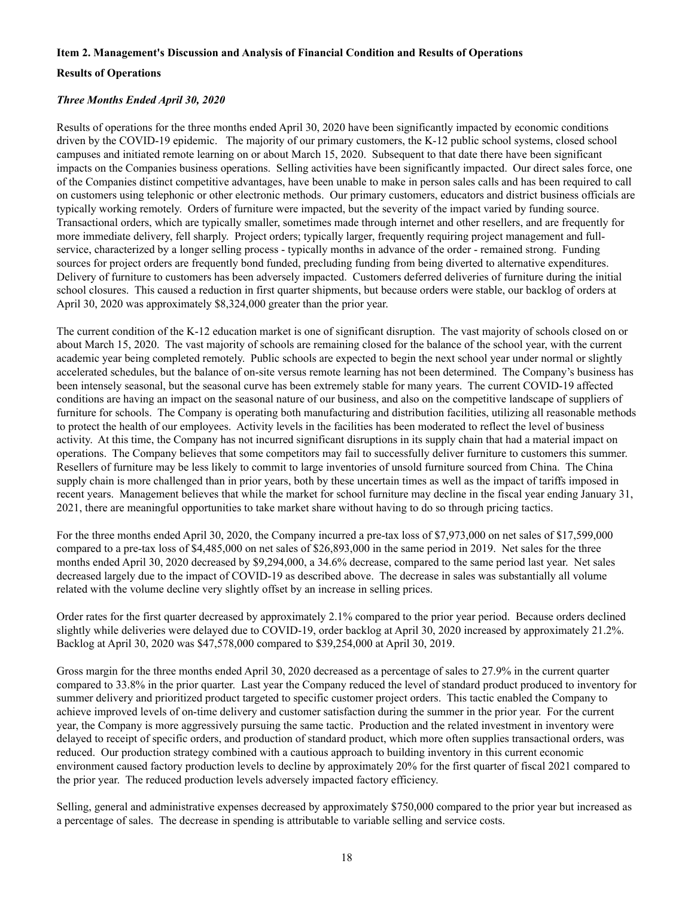**Item 2. Management's Discussion and Analysis of Financial Condition and Results of Operations**

**Results of Operations**

***Three Months Ended April 30, 2020***

Results of operations for the three months ended April 30, 2020 have been significantly impacted by economic conditions driven by the COVID-19 epidemic. The majority of our primary customers, the K-12 public school systems, closed school campuses and initiated remote learning on or about March 15, 2020. Subsequent to that date there have been significant impacts on the Companies business operations. Selling activities have been significantly impacted. Our direct sales force, one of the Companies distinct competitive advantages, have been unable to make in person sales calls and has been required to call on customers using telephonic or other electronic methods. Our primary customers, educators and district business officials are typically working remotely. Orders of furniture were impacted, but the severity of the impact varied by funding source. Transactional orders, which are typically smaller, sometimes made through internet and other resellers, and are frequently for more immediate delivery, fell sharply. Project orders; typically larger, frequently requiring project management and full-service, characterized by a longer selling process - typically months in advance of the order - remained strong. Funding sources for project orders are frequently bond funded, precluding funding from being diverted to alternative expenditures. Delivery of furniture to customers has been adversely impacted. Customers deferred deliveries of furniture during the initial school closures. This caused a reduction in first quarter shipments, but because orders were stable, our backlog of orders at April 30, 2020 was approximately $8,324,000 greater than the prior year.

The current condition of the K-12 education market is one of significant disruption. The vast majority of schools closed on or about March 15, 2020. The vast majority of schools are remaining closed for the balance of the school year, with the current academic year being completed remotely. Public schools are expected to begin the next school year under normal or slightly accelerated schedules, but the balance of on-site versus remote learning has not been determined. The Company's business has been intensely seasonal, but the seasonal curve has been extremely stable for many years. The current COVID-19 affected conditions are having an impact on the seasonal nature of our business, and also on the competitive landscape of suppliers of furniture for schools. The Company is operating both manufacturing and distribution facilities, utilizing all reasonable methods to protect the health of our employees. Activity levels in the facilities has been moderated to reflect the level of business activity. At this time, the Company has not incurred significant disruptions in its supply chain that had a material impact on operations. The Company believes that some competitors may fail to successfully deliver furniture to customers this summer. Resellers of furniture may be less likely to commit to large inventories of unsold furniture sourced from China. The China supply chain is more challenged than in prior years, both by these uncertain times as well as the impact of tariffs imposed in recent years. Management believes that while the market for school furniture may decline in the fiscal year ending January 31, 2021, there are meaningful opportunities to take market share without having to do so through pricing tactics.

For the three months ended April 30, 2020, the Company incurred a pre-tax loss of $7,973,000 on net sales of $17,599,000 compared to a pre-tax loss of $4,485,000 on net sales of $26,893,000 in the same period in 2019. Net sales for the three months ended April 30, 2020 decreased by $9,294,000, a 34.6% decrease, compared to the same period last year. Net sales decreased largely due to the impact of COVID-19 as described above. The decrease in sales was substantially all volume related with the volume decline very slightly offset by an increase in selling prices.

Order rates for the first quarter decreased by approximately 2.1% compared to the prior year period. Because orders declined slightly while deliveries were delayed due to COVID-19, order backlog at April 30, 2020 increased by approximately 21.2%. Backlog at April 30, 2020 was $47,578,000 compared to $39,254,000 at April 30, 2019.

Gross margin for the three months ended April 30, 2020 decreased as a percentage of sales to 27.9% in the current quarter compared to 33.8% in the prior quarter. Last year the Company reduced the level of standard product produced to inventory for summer delivery and prioritized product targeted to specific customer project orders. This tactic enabled the Company to achieve improved levels of on-time delivery and customer satisfaction during the summer in the prior year. For the current year, the Company is more aggressively pursuing the same tactic. Production and the related investment in inventory were delayed to receipt of specific orders, and production of standard product, which more often supplies transactional orders, was reduced. Our production strategy combined with a cautious approach to building inventory in this current economic environment caused factory production levels to decline by approximately 20% for the first quarter of fiscal 2021 compared to the prior year. The reduced production levels adversely impacted factory efficiency.

Selling, general and administrative expenses decreased by approximately $750,000 compared to the prior year but increased as a percentage of sales. The decrease in spending is attributable to variable selling and service costs.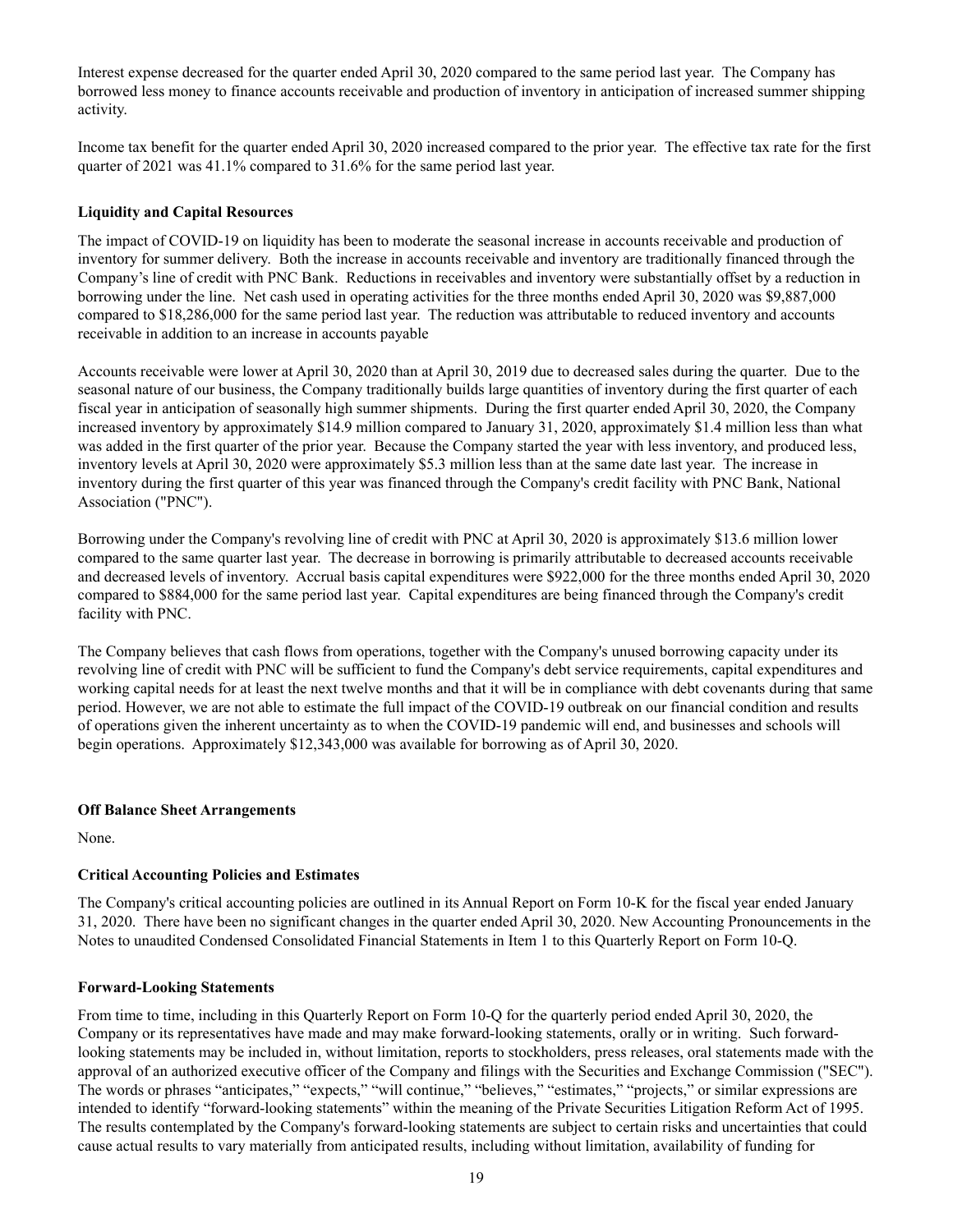Interest expense decreased for the quarter ended April 30, 2020 compared to the same period last year. The Company has borrowed less money to finance accounts receivable and production of inventory in anticipation of increased summer shipping activity.

Income tax benefit for the quarter ended April 30, 2020 increased compared to the prior year. The effective tax rate for the first quarter of 2021 was 41.1% compared to 31.6% for the same period last year.

**Liquidity and Capital Resources**

The impact of COVID-19 on liquidity has been to moderate the seasonal increase in accounts receivable and production of inventory for summer delivery. Both the increase in accounts receivable and inventory are traditionally financed through the Company's line of credit with PNC Bank. Reductions in receivables and inventory were substantially offset by a reduction in borrowing under the line. Net cash used in operating activities for the three months ended April 30, 2020 was $9,887,000 compared to $18,286,000 for the same period last year. The reduction was attributable to reduced inventory and accounts receivable in addition to an increase in accounts payable

Accounts receivable were lower at April 30, 2020 than at April 30, 2019 due to decreased sales during the quarter. Due to the seasonal nature of our business, the Company traditionally builds large quantities of inventory during the first quarter of each fiscal year in anticipation of seasonally high summer shipments. During the first quarter ended April 30, 2020, the Company increased inventory by approximately $14.9 million compared to January 31, 2020, approximately $1.4 million less than what was added in the first quarter of the prior year. Because the Company started the year with less inventory, and produced less, inventory levels at April 30, 2020 were approximately $5.3 million less than at the same date last year. The increase in inventory during the first quarter of this year was financed through the Company's credit facility with PNC Bank, National Association ("PNC").

Borrowing under the Company's revolving line of credit with PNC at April 30, 2020 is approximately $13.6 million lower compared to the same quarter last year. The decrease in borrowing is primarily attributable to decreased accounts receivable and decreased levels of inventory. Accrual basis capital expenditures were $922,000 for the three months ended April 30, 2020 compared to $884,000 for the same period last year. Capital expenditures are being financed through the Company's credit facility with PNC.

The Company believes that cash flows from operations, together with the Company's unused borrowing capacity under its revolving line of credit with PNC will be sufficient to fund the Company's debt service requirements, capital expenditures and working capital needs for at least the next twelve months and that it will be in compliance with debt covenants during that same period. However, we are not able to estimate the full impact of the COVID-19 outbreak on our financial condition and results of operations given the inherent uncertainty as to when the COVID-19 pandemic will end, and businesses and schools will begin operations. Approximately $12,343,000 was available for borrowing as of April 30, 2020.

**Off Balance Sheet Arrangements**

None.

**Critical Accounting Policies and Estimates**

The Company's critical accounting policies are outlined in its Annual Report on Form 10-K for the fiscal year ended January 31, 2020. There have been no significant changes in the quarter ended April 30, 2020. New Accounting Pronouncements in the Notes to unaudited Condensed Consolidated Financial Statements in Item 1 to this Quarterly Report on Form 10-Q.

**Forward-Looking Statements**

From time to time, including in this Quarterly Report on Form 10-Q for the quarterly period ended April 30, 2020, the Company or its representatives have made and may make forward-looking statements, orally or in writing. Such forward-looking statements may be included in, without limitation, reports to stockholders, press releases, oral statements made with the approval of an authorized executive officer of the Company and filings with the Securities and Exchange Commission ("SEC"). The words or phrases "anticipates," "expects," "will continue," "believes," "estimates," "projects," or similar expressions are intended to identify "forward-looking statements" within the meaning of the Private Securities Litigation Reform Act of 1995. The results contemplated by the Company's forward-looking statements are subject to certain risks and uncertainties that could cause actual results to vary materially from anticipated results, including without limitation, availability of funding for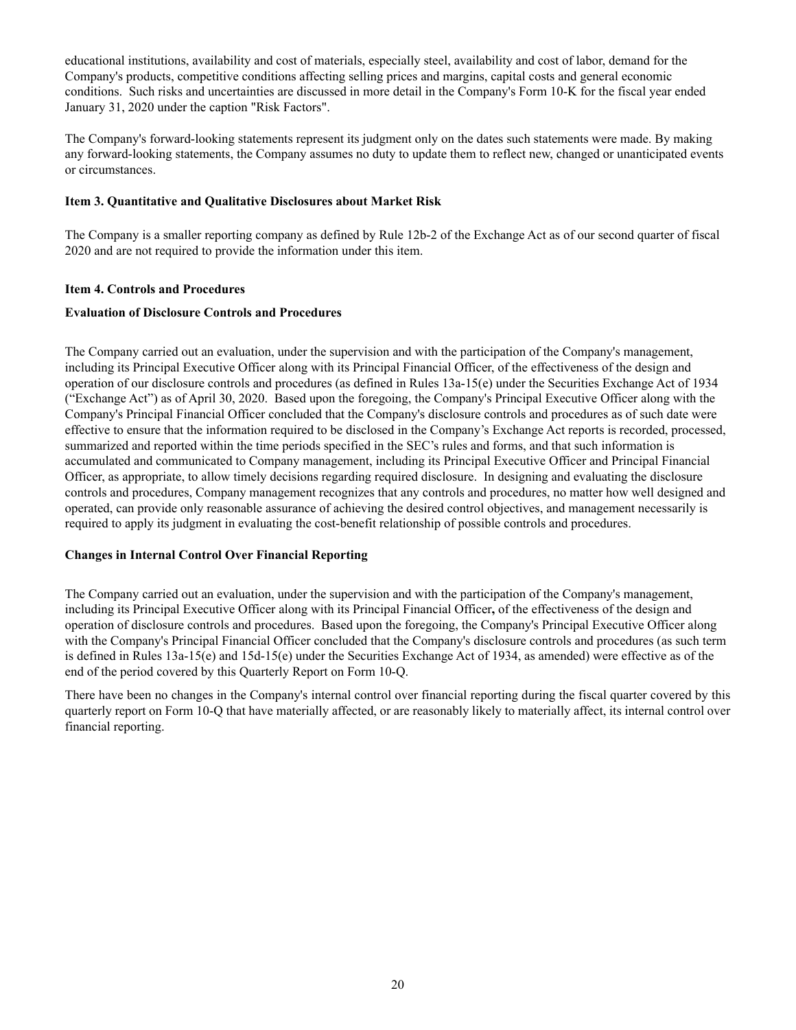educational institutions, availability and cost of materials, especially steel, availability and cost of labor, demand for the Company's products, competitive conditions affecting selling prices and margins, capital costs and general economic conditions. Such risks and uncertainties are discussed in more detail in the Company's Form 10-K for the fiscal year ended January 31, 2020 under the caption "Risk Factors".

The Company's forward-looking statements represent its judgment only on the dates such statements were made. By making any forward-looking statements, the Company assumes no duty to update them to reflect new, changed or unanticipated events or circumstances.

**Item 3. Quantitative and Qualitative Disclosures about Market Risk**

The Company is a smaller reporting company as defined by Rule 12b-2 of the Exchange Act as of our second quarter of fiscal 2020 and are not required to provide the information under this item.

**Item 4. Controls and Procedures**

**Evaluation of Disclosure Controls and Procedures**

The Company carried out an evaluation, under the supervision and with the participation of the Company's management, including its Principal Executive Officer along with its Principal Financial Officer, of the effectiveness of the design and operation of our disclosure controls and procedures (as defined in Rules 13a-15(e) under the Securities Exchange Act of 1934 ("Exchange Act") as of April 30, 2020. Based upon the foregoing, the Company's Principal Executive Officer along with the Company's Principal Financial Officer concluded that the Company's disclosure controls and procedures as of such date were effective to ensure that the information required to be disclosed in the Company's Exchange Act reports is recorded, processed, summarized and reported within the time periods specified in the SEC's rules and forms, and that such information is accumulated and communicated to Company management, including its Principal Executive Officer and Principal Financial Officer, as appropriate, to allow timely decisions regarding required disclosure. In designing and evaluating the disclosure controls and procedures, Company management recognizes that any controls and procedures, no matter how well designed and operated, can provide only reasonable assurance of achieving the desired control objectives, and management necessarily is required to apply its judgment in evaluating the cost-benefit relationship of possible controls and procedures.

**Changes in Internal Control Over Financial Reporting**

The Company carried out an evaluation, under the supervision and with the participation of the Company's management, including its Principal Executive Officer along with its Principal Financial Officer**,** of the effectiveness of the design and operation of disclosure controls and procedures. Based upon the foregoing, the Company's Principal Executive Officer along with the Company's Principal Financial Officer concluded that the Company's disclosure controls and procedures (as such term is defined in Rules 13a-15(e) and 15d-15(e) under the Securities Exchange Act of 1934, as amended) were effective as of the end of the period covered by this Quarterly Report on Form 10-Q.

There have been no changes in the Company's internal control over financial reporting during the fiscal quarter covered by this quarterly report on Form 10-Q that have materially affected, or are reasonably likely to materially affect, its internal control over financial reporting.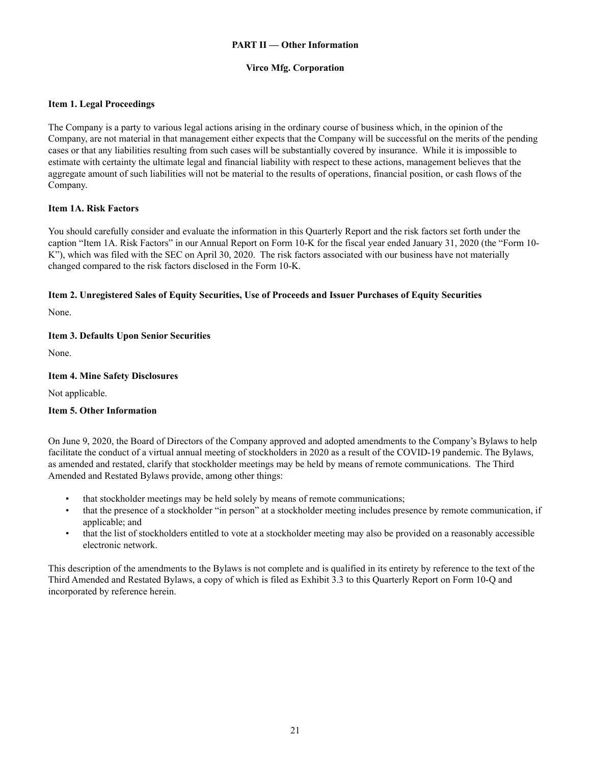**PART II — Other Information**

**Virco Mfg. Corporation**

### Item 1. Legal Proceedings

The Company is a party to various legal actions arising in the ordinary course of business which, in the opinion of the Company, are not material in that management either expects that the Company will be successful on the merits of the pending cases or that any liabilities resulting from such cases will be substantially covered by insurance. While it is impossible to estimate with certainty the ultimate legal and financial liability with respect to these actions, management believes that the aggregate amount of such liabilities will not be material to the results of operations, financial position, or cash flows of the Company.

### Item 1A. Risk Factors

You should carefully consider and evaluate the information in this Quarterly Report and the risk factors set forth under the caption "Item 1A. Risk Factors" in our Annual Report on Form 10-K for the fiscal year ended January 31, 2020 (the "Form 10-K"), which was filed with the SEC on April 30, 2020. The risk factors associated with our business have not materially changed compared to the risk factors disclosed in the Form 10-K.

### Item 2. Unregistered Sales of Equity Securities, Use of Proceeds and Issuer Purchases of Equity Securities

None.

### Item 3. Defaults Upon Senior Securities

None.

### Item 4. Mine Safety Disclosures

Not applicable.

### Item 5. Other Information

On June 9, 2020, the Board of Directors of the Company approved and adopted amendments to the Company's Bylaws to help facilitate the conduct of a virtual annual meeting of stockholders in 2020 as a result of the COVID-19 pandemic. The Bylaws, as amended and restated, clarify that stockholder meetings may be held by means of remote communications. The Third Amended and Restated Bylaws provide, among other things:

- that stockholder meetings may be held solely by means of remote communications;
- that the presence of a stockholder "in person" at a stockholder meeting includes presence by remote communication, if applicable; and
- that the list of stockholders entitled to vote at a stockholder meeting may also be provided on a reasonably accessible electronic network.

This description of the amendments to the Bylaws is not complete and is qualified in its entirety by reference to the text of the Third Amended and Restated Bylaws, a copy of which is filed as Exhibit 3.3 to this Quarterly Report on Form 10-Q and incorporated by reference herein.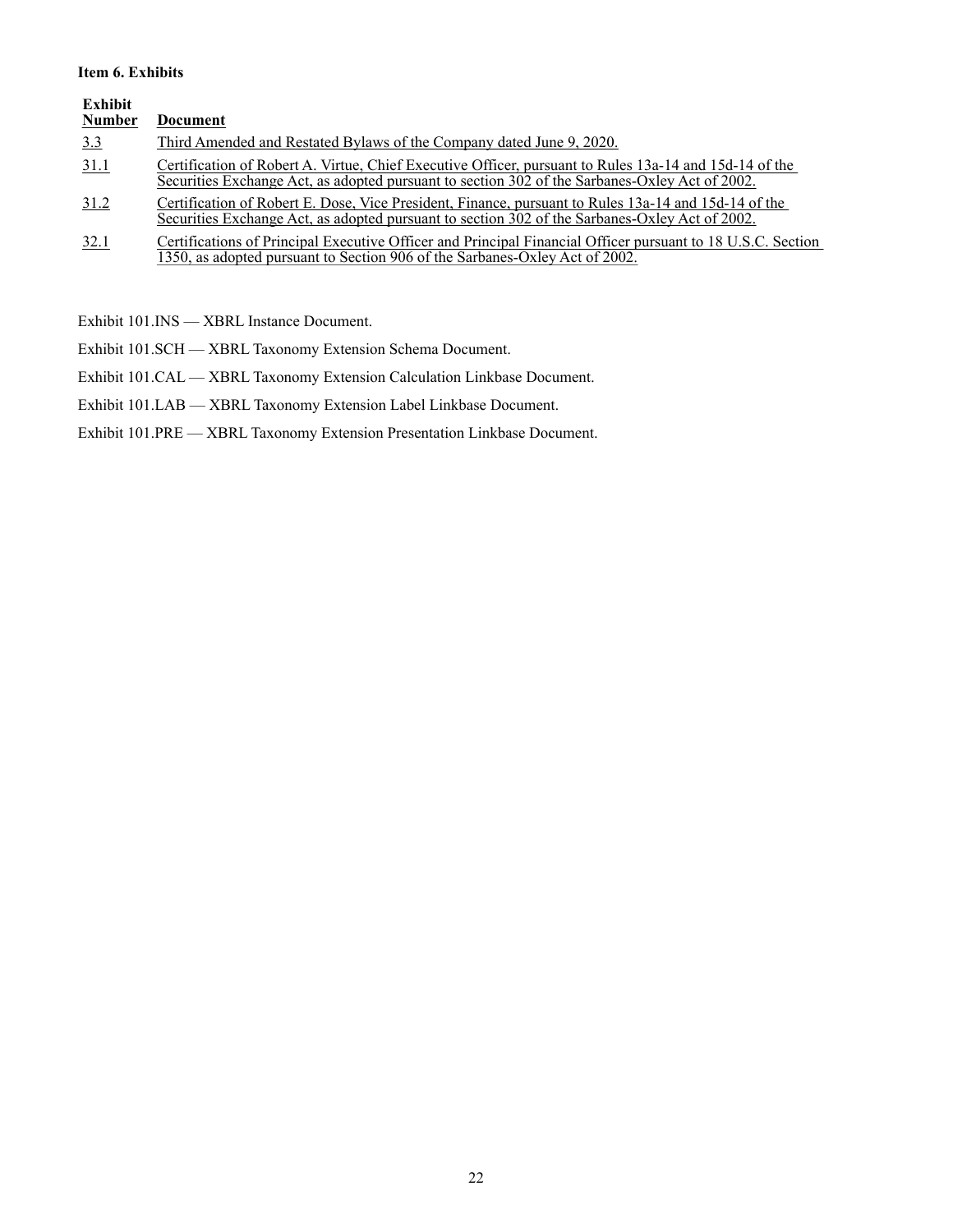**Item 6. Exhibits**

| Exhibit Number | Document |
| --- | --- |
| 3.3 | Third Amended and Restated Bylaws of the Company dated June 9, 2020. |
| 31.1 | Certification of Robert A. Virtue, Chief Executive Officer, pursuant to Rules 13a-14 and 15d-14 of the Securities Exchange Act, as adopted pursuant to section 302 of the Sarbanes-Oxley Act of 2002. |
| 31.2 | Certification of Robert E. Dose, Vice President, Finance, pursuant to Rules 13a-14 and 15d-14 of the Securities Exchange Act, as adopted pursuant to section 302 of the Sarbanes-Oxley Act of 2002. |
| 32.1 | Certifications of Principal Executive Officer and Principal Financial Officer pursuant to 18 U.S.C. Section 1350, as adopted pursuant to Section 906 of the Sarbanes-Oxley Act of 2002. |

Exhibit 101.INS — XBRL Instance Document.

Exhibit 101.SCH — XBRL Taxonomy Extension Schema Document.

Exhibit 101.CAL — XBRL Taxonomy Extension Calculation Linkbase Document.

Exhibit 101.LAB — XBRL Taxonomy Extension Label Linkbase Document.

Exhibit 101.PRE — XBRL Taxonomy Extension Presentation Linkbase Document.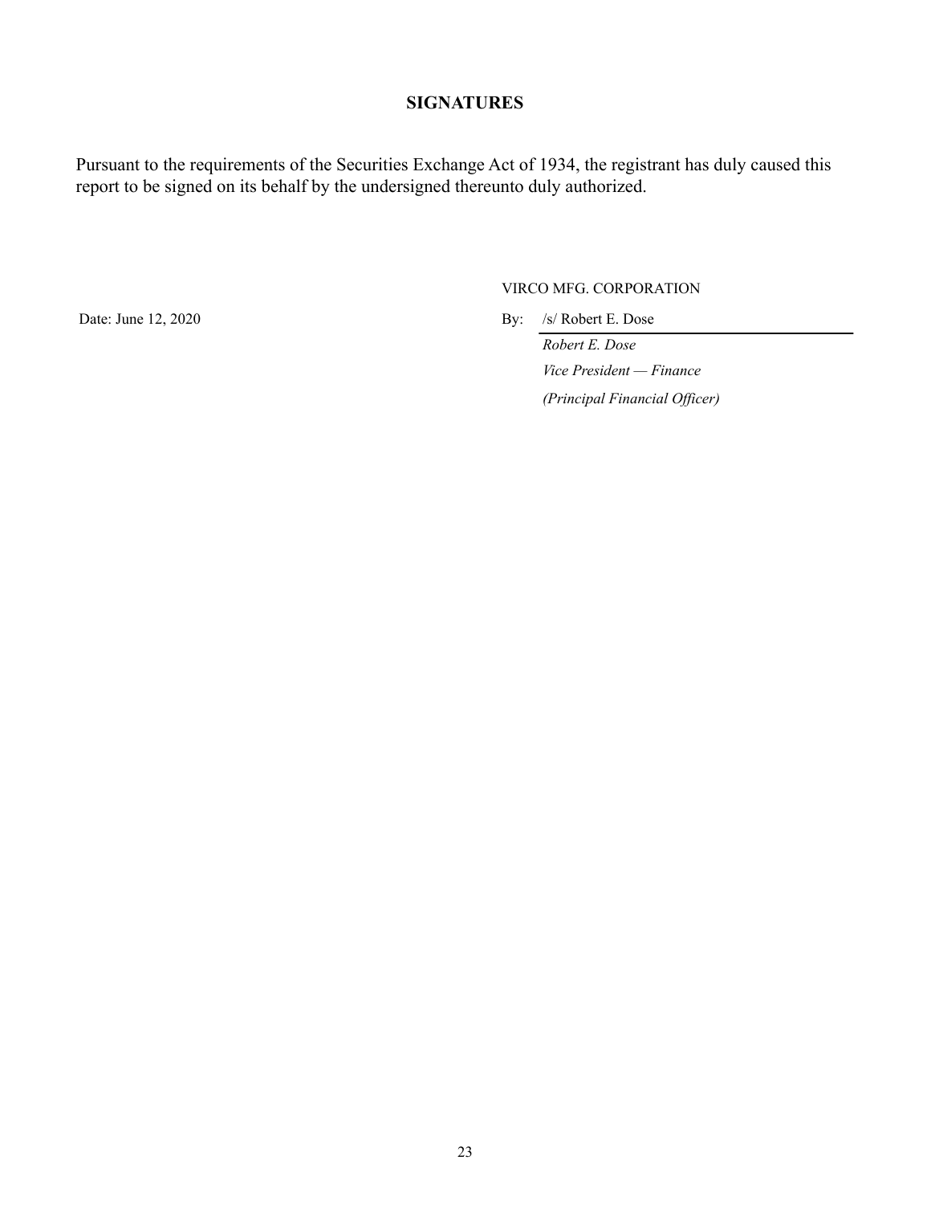## SIGNATURES

Pursuant to the requirements of the Securities Exchange Act of 1934, the registrant has duly caused this report to be signed on its behalf by the undersigned thereunto duly authorized.

VIRCO MFG. CORPORATION

Date: June 12, 2020

By: /s/ Robert E. Dose

*Robert E. Dose*

*Vice President — Finance*

*(Principal Financial Officer)*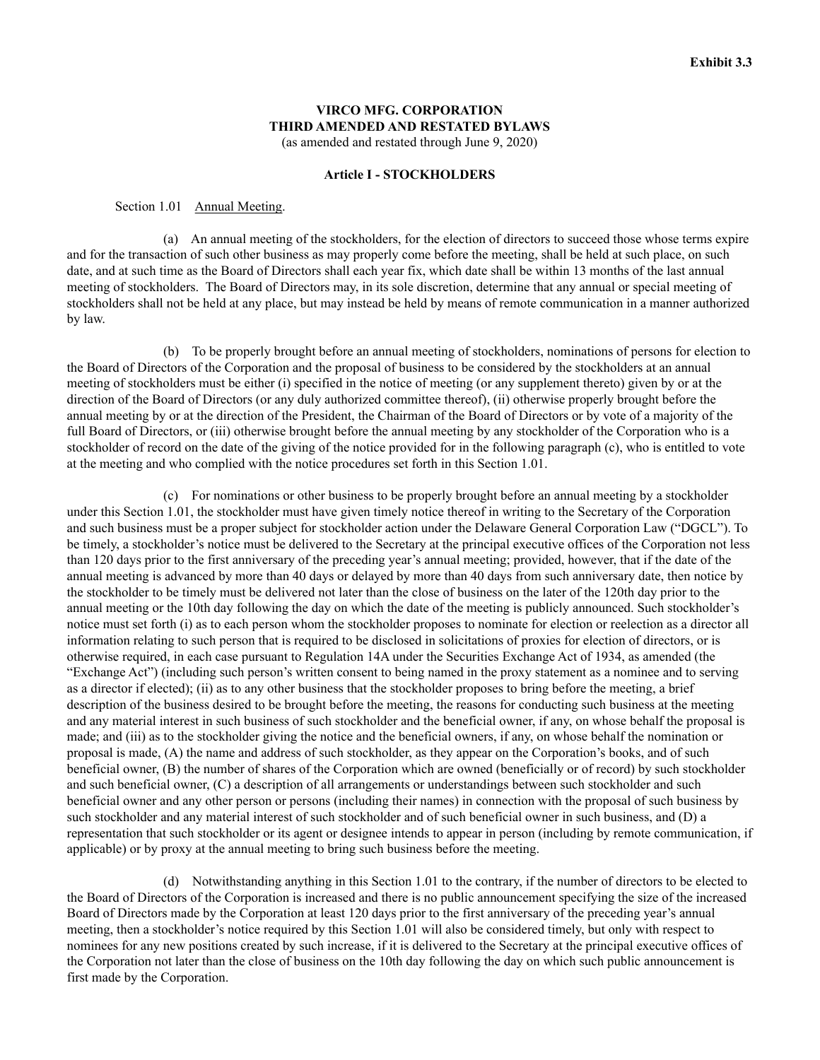**Exhibit 3.3**

# VIRCO MFG. CORPORATION
# THIRD AMENDED AND RESTATED BYLAWS

(as amended and restated through June 9, 2020)

## Article I - STOCKHOLDERS

Section 1.01 Annual Meeting.

(a) An annual meeting of the stockholders, for the election of directors to succeed those whose terms expire and for the transaction of such other business as may properly come before the meeting, shall be held at such place, on such date, and at such time as the Board of Directors shall each year fix, which date shall be within 13 months of the last annual meeting of stockholders. The Board of Directors may, in its sole discretion, determine that any annual or special meeting of stockholders shall not be held at any place, but may instead be held by means of remote communication in a manner authorized by law.

(b) To be properly brought before an annual meeting of stockholders, nominations of persons for election to the Board of Directors of the Corporation and the proposal of business to be considered by the stockholders at an annual meeting of stockholders must be either (i) specified in the notice of meeting (or any supplement thereto) given by or at the direction of the Board of Directors (or any duly authorized committee thereof), (ii) otherwise properly brought before the annual meeting by or at the direction of the President, the Chairman of the Board of Directors or by vote of a majority of the full Board of Directors, or (iii) otherwise brought before the annual meeting by any stockholder of the Corporation who is a stockholder of record on the date of the giving of the notice provided for in the following paragraph (c), who is entitled to vote at the meeting and who complied with the notice procedures set forth in this Section 1.01.

(c) For nominations or other business to be properly brought before an annual meeting by a stockholder under this Section 1.01, the stockholder must have given timely notice thereof in writing to the Secretary of the Corporation and such business must be a proper subject for stockholder action under the Delaware General Corporation Law ("DGCL"). To be timely, a stockholder's notice must be delivered to the Secretary at the principal executive offices of the Corporation not less than 120 days prior to the first anniversary of the preceding year's annual meeting; provided, however, that if the date of the annual meeting is advanced by more than 40 days or delayed by more than 40 days from such anniversary date, then notice by the stockholder to be timely must be delivered not later than the close of business on the later of the 120th day prior to the annual meeting or the 10th day following the day on which the date of the meeting is publicly announced. Such stockholder's notice must set forth (i) as to each person whom the stockholder proposes to nominate for election or reelection as a director all information relating to such person that is required to be disclosed in solicitations of proxies for election of directors, or is otherwise required, in each case pursuant to Regulation 14A under the Securities Exchange Act of 1934, as amended (the "Exchange Act") (including such person's written consent to being named in the proxy statement as a nominee and to serving as a director if elected); (ii) as to any other business that the stockholder proposes to bring before the meeting, a brief description of the business desired to be brought before the meeting, the reasons for conducting such business at the meeting and any material interest in such business of such stockholder and the beneficial owner, if any, on whose behalf the proposal is made; and (iii) as to the stockholder giving the notice and the beneficial owners, if any, on whose behalf the nomination or proposal is made, (A) the name and address of such stockholder, as they appear on the Corporation's books, and of such beneficial owner, (B) the number of shares of the Corporation which are owned (beneficially or of record) by such stockholder and such beneficial owner, (C) a description of all arrangements or understandings between such stockholder and such beneficial owner and any other person or persons (including their names) in connection with the proposal of such business by such stockholder and any material interest of such stockholder and of such beneficial owner in such business, and (D) a representation that such stockholder or its agent or designee intends to appear in person (including by remote communication, if applicable) or by proxy at the annual meeting to bring such business before the meeting.

(d) Notwithstanding anything in this Section 1.01 to the contrary, if the number of directors to be elected to the Board of Directors of the Corporation is increased and there is no public announcement specifying the size of the increased Board of Directors made by the Corporation at least 120 days prior to the first anniversary of the preceding year's annual meeting, then a stockholder's notice required by this Section 1.01 will also be considered timely, but only with respect to nominees for any new positions created by such increase, if it is delivered to the Secretary at the principal executive offices of the Corporation not later than the close of business on the 10th day following the day on which such public announcement is first made by the Corporation.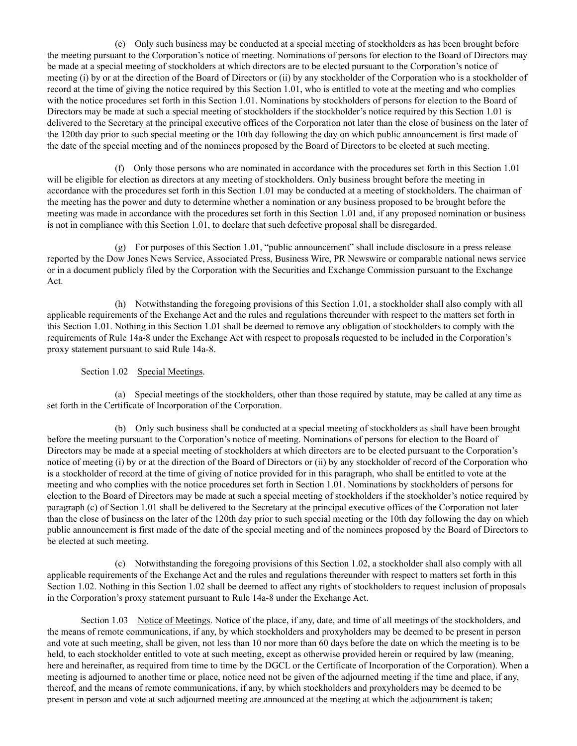(e) Only such business may be conducted at a special meeting of stockholders as has been brought before the meeting pursuant to the Corporation's notice of meeting. Nominations of persons for election to the Board of Directors may be made at a special meeting of stockholders at which directors are to be elected pursuant to the Corporation's notice of meeting (i) by or at the direction of the Board of Directors or (ii) by any stockholder of the Corporation who is a stockholder of record at the time of giving the notice required by this Section 1.01, who is entitled to vote at the meeting and who complies with the notice procedures set forth in this Section 1.01. Nominations by stockholders of persons for election to the Board of Directors may be made at such a special meeting of stockholders if the stockholder's notice required by this Section 1.01 is delivered to the Secretary at the principal executive offices of the Corporation not later than the close of business on the later of the 120th day prior to such special meeting or the 10th day following the day on which public announcement is first made of the date of the special meeting and of the nominees proposed by the Board of Directors to be elected at such meeting.

(f) Only those persons who are nominated in accordance with the procedures set forth in this Section 1.01 will be eligible for election as directors at any meeting of stockholders. Only business brought before the meeting in accordance with the procedures set forth in this Section 1.01 may be conducted at a meeting of stockholders. The chairman of the meeting has the power and duty to determine whether a nomination or any business proposed to be brought before the meeting was made in accordance with the procedures set forth in this Section 1.01 and, if any proposed nomination or business is not in compliance with this Section 1.01, to declare that such defective proposal shall be disregarded.

(g) For purposes of this Section 1.01, "public announcement" shall include disclosure in a press release reported by the Dow Jones News Service, Associated Press, Business Wire, PR Newswire or comparable national news service or in a document publicly filed by the Corporation with the Securities and Exchange Commission pursuant to the Exchange Act.

(h) Notwithstanding the foregoing provisions of this Section 1.01, a stockholder shall also comply with all applicable requirements of the Exchange Act and the rules and regulations thereunder with respect to the matters set forth in this Section 1.01. Nothing in this Section 1.01 shall be deemed to remove any obligation of stockholders to comply with the requirements of Rule 14a-8 under the Exchange Act with respect to proposals requested to be included in the Corporation's proxy statement pursuant to said Rule 14a-8.

Section 1.02 Special Meetings.

(a) Special meetings of the stockholders, other than those required by statute, may be called at any time as set forth in the Certificate of Incorporation of the Corporation.

(b) Only such business shall be conducted at a special meeting of stockholders as shall have been brought before the meeting pursuant to the Corporation's notice of meeting. Nominations of persons for election to the Board of Directors may be made at a special meeting of stockholders at which directors are to be elected pursuant to the Corporation's notice of meeting (i) by or at the direction of the Board of Directors or (ii) by any stockholder of record of the Corporation who is a stockholder of record at the time of giving of notice provided for in this paragraph, who shall be entitled to vote at the meeting and who complies with the notice procedures set forth in Section 1.01. Nominations by stockholders of persons for election to the Board of Directors may be made at such a special meeting of stockholders if the stockholder's notice required by paragraph (c) of Section 1.01 shall be delivered to the Secretary at the principal executive offices of the Corporation not later than the close of business on the later of the 120th day prior to such special meeting or the 10th day following the day on which public announcement is first made of the date of the special meeting and of the nominees proposed by the Board of Directors to be elected at such meeting.

(c) Notwithstanding the foregoing provisions of this Section 1.02, a stockholder shall also comply with all applicable requirements of the Exchange Act and the rules and regulations thereunder with respect to matters set forth in this Section 1.02. Nothing in this Section 1.02 shall be deemed to affect any rights of stockholders to request inclusion of proposals in the Corporation's proxy statement pursuant to Rule 14a-8 under the Exchange Act.

Section 1.03 Notice of Meetings. Notice of the place, if any, date, and time of all meetings of the stockholders, and the means of remote communications, if any, by which stockholders and proxyholders may be deemed to be present in person and vote at such meeting, shall be given, not less than 10 nor more than 60 days before the date on which the meeting is to be held, to each stockholder entitled to vote at such meeting, except as otherwise provided herein or required by law (meaning, here and hereinafter, as required from time to time by the DGCL or the Certificate of Incorporation of the Corporation). When a meeting is adjourned to another time or place, notice need not be given of the adjourned meeting if the time and place, if any, thereof, and the means of remote communications, if any, by which stockholders and proxyholders may be deemed to be present in person and vote at such adjourned meeting are announced at the meeting at which the adjournment is taken;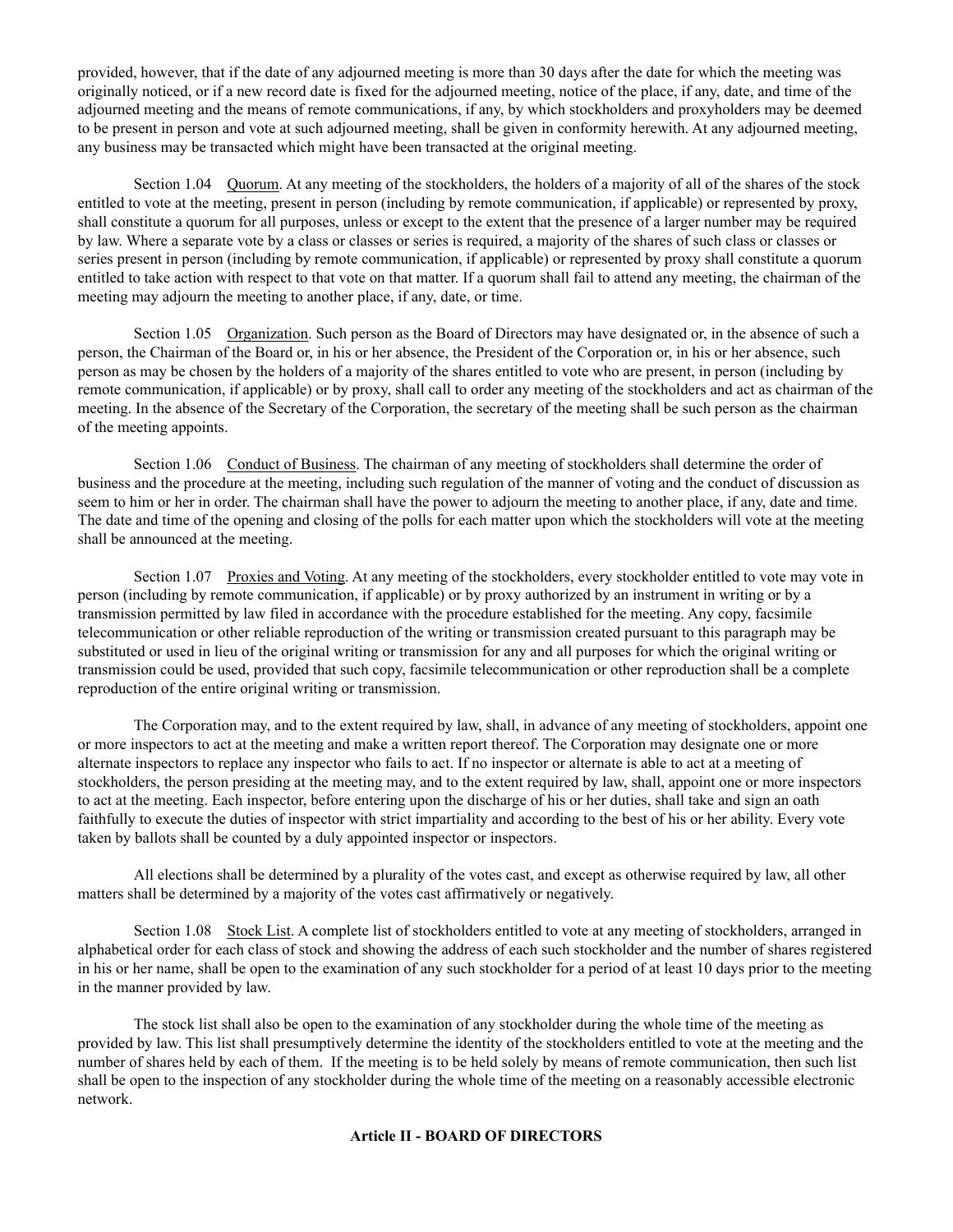provided, however, that if the date of any adjourned meeting is more than 30 days after the date for which the meeting was originally noticed, or if a new record date is fixed for the adjourned meeting, notice of the place, if any, date, and time of the adjourned meeting and the means of remote communications, if any, by which stockholders and proxyholders may be deemed to be present in person and vote at such adjourned meeting, shall be given in conformity herewith. At any adjourned meeting, any business may be transacted which might have been transacted at the original meeting.

Section 1.04 Quorum. At any meeting of the stockholders, the holders of a majority of all of the shares of the stock entitled to vote at the meeting, present in person (including by remote communication, if applicable) or represented by proxy, shall constitute a quorum for all purposes, unless or except to the extent that the presence of a larger number may be required by law. Where a separate vote by a class or classes or series is required, a majority of the shares of such class or classes or series present in person (including by remote communication, if applicable) or represented by proxy shall constitute a quorum entitled to take action with respect to that vote on that matter. If a quorum shall fail to attend any meeting, the chairman of the meeting may adjourn the meeting to another place, if any, date, or time.

Section 1.05 Organization. Such person as the Board of Directors may have designated or, in the absence of such a person, the Chairman of the Board or, in his or her absence, the President of the Corporation or, in his or her absence, such person as may be chosen by the holders of a majority of the shares entitled to vote who are present, in person (including by remote communication, if applicable) or by proxy, shall call to order any meeting of the stockholders and act as chairman of the meeting. In the absence of the Secretary of the Corporation, the secretary of the meeting shall be such person as the chairman of the meeting appoints.

Section 1.06 Conduct of Business. The chairman of any meeting of stockholders shall determine the order of business and the procedure at the meeting, including such regulation of the manner of voting and the conduct of discussion as seem to him or her in order. The chairman shall have the power to adjourn the meeting to another place, if any, date and time. The date and time of the opening and closing of the polls for each matter upon which the stockholders will vote at the meeting shall be announced at the meeting.

Section 1.07 Proxies and Voting. At any meeting of the stockholders, every stockholder entitled to vote may vote in person (including by remote communication, if applicable) or by proxy authorized by an instrument in writing or by a transmission permitted by law filed in accordance with the procedure established for the meeting. Any copy, facsimile telecommunication or other reliable reproduction of the writing or transmission created pursuant to this paragraph may be substituted or used in lieu of the original writing or transmission for any and all purposes for which the original writing or transmission could be used, provided that such copy, facsimile telecommunication or other reproduction shall be a complete reproduction of the entire original writing or transmission.

The Corporation may, and to the extent required by law, shall, in advance of any meeting of stockholders, appoint one or more inspectors to act at the meeting and make a written report thereof. The Corporation may designate one or more alternate inspectors to replace any inspector who fails to act. If no inspector or alternate is able to act at a meeting of stockholders, the person presiding at the meeting may, and to the extent required by law, shall, appoint one or more inspectors to act at the meeting. Each inspector, before entering upon the discharge of his or her duties, shall take and sign an oath faithfully to execute the duties of inspector with strict impartiality and according to the best of his or her ability. Every vote taken by ballots shall be counted by a duly appointed inspector or inspectors.

All elections shall be determined by a plurality of the votes cast, and except as otherwise required by law, all other matters shall be determined by a majority of the votes cast affirmatively or negatively.

Section 1.08 Stock List. A complete list of stockholders entitled to vote at any meeting of stockholders, arranged in alphabetical order for each class of stock and showing the address of each such stockholder and the number of shares registered in his or her name, shall be open to the examination of any such stockholder for a period of at least 10 days prior to the meeting in the manner provided by law.

The stock list shall also be open to the examination of any stockholder during the whole time of the meeting as provided by law. This list shall presumptively determine the identity of the stockholders entitled to vote at the meeting and the number of shares held by each of them. If the meeting is to be held solely by means of remote communication, then such list shall be open to the inspection of any stockholder during the whole time of the meeting on a reasonably accessible electronic network.

## Article II - BOARD OF DIRECTORS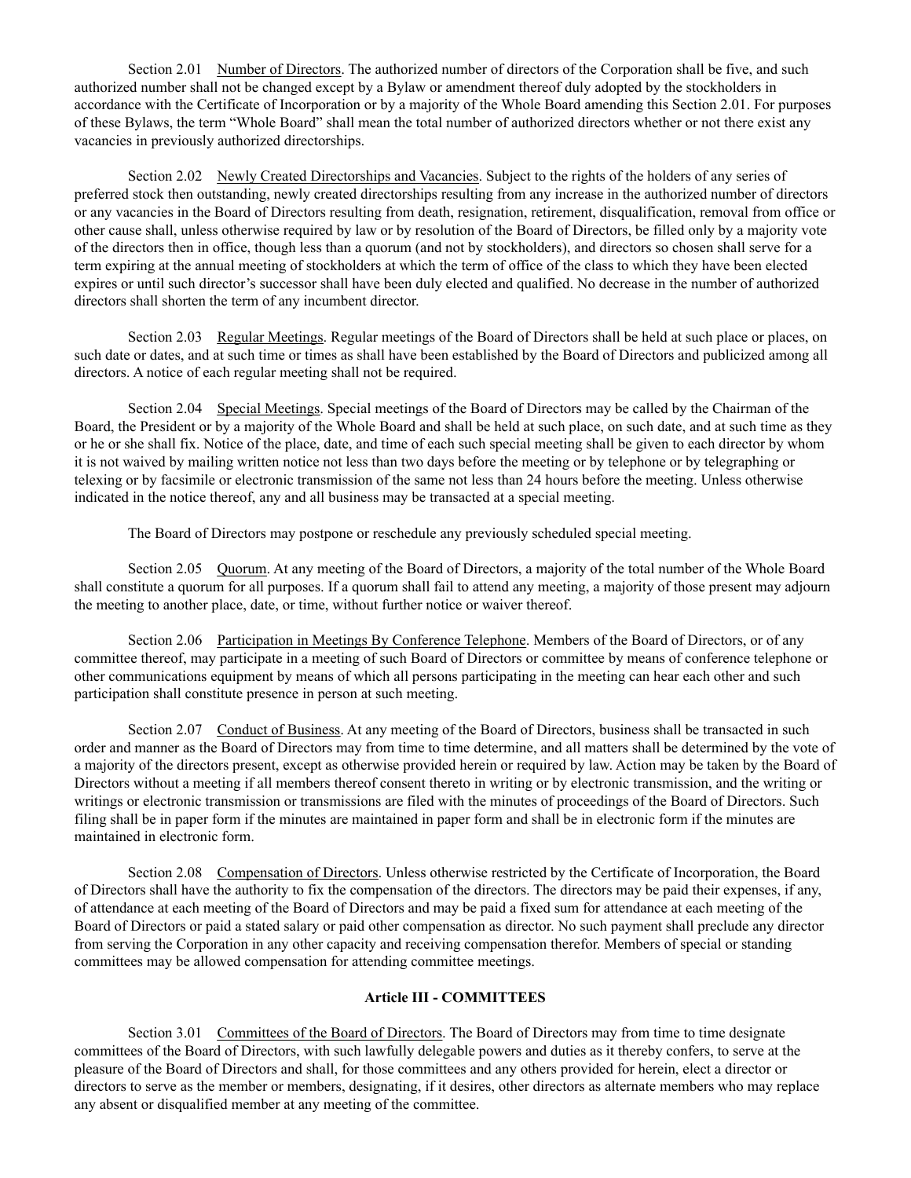Section 2.01 Number of Directors. The authorized number of directors of the Corporation shall be five, and such authorized number shall not be changed except by a Bylaw or amendment thereof duly adopted by the stockholders in accordance with the Certificate of Incorporation or by a majority of the Whole Board amending this Section 2.01. For purposes of these Bylaws, the term "Whole Board" shall mean the total number of authorized directors whether or not there exist any vacancies in previously authorized directorships.

Section 2.02 Newly Created Directorships and Vacancies. Subject to the rights of the holders of any series of preferred stock then outstanding, newly created directorships resulting from any increase in the authorized number of directors or any vacancies in the Board of Directors resulting from death, resignation, retirement, disqualification, removal from office or other cause shall, unless otherwise required by law or by resolution of the Board of Directors, be filled only by a majority vote of the directors then in office, though less than a quorum (and not by stockholders), and directors so chosen shall serve for a term expiring at the annual meeting of stockholders at which the term of office of the class to which they have been elected expires or until such director's successor shall have been duly elected and qualified. No decrease in the number of authorized directors shall shorten the term of any incumbent director.

Section 2.03 Regular Meetings. Regular meetings of the Board of Directors shall be held at such place or places, on such date or dates, and at such time or times as shall have been established by the Board of Directors and publicized among all directors. A notice of each regular meeting shall not be required.

Section 2.04 Special Meetings. Special meetings of the Board of Directors may be called by the Chairman of the Board, the President or by a majority of the Whole Board and shall be held at such place, on such date, and at such time as they or he or she shall fix. Notice of the place, date, and time of each such special meeting shall be given to each director by whom it is not waived by mailing written notice not less than two days before the meeting or by telephone or by telegraphing or telexing or by facsimile or electronic transmission of the same not less than 24 hours before the meeting. Unless otherwise indicated in the notice thereof, any and all business may be transacted at a special meeting.

The Board of Directors may postpone or reschedule any previously scheduled special meeting.

Section 2.05 Quorum. At any meeting of the Board of Directors, a majority of the total number of the Whole Board shall constitute a quorum for all purposes. If a quorum shall fail to attend any meeting, a majority of those present may adjourn the meeting to another place, date, or time, without further notice or waiver thereof.

Section 2.06 Participation in Meetings By Conference Telephone. Members of the Board of Directors, or of any committee thereof, may participate in a meeting of such Board of Directors or committee by means of conference telephone or other communications equipment by means of which all persons participating in the meeting can hear each other and such participation shall constitute presence in person at such meeting.

Section 2.07 Conduct of Business. At any meeting of the Board of Directors, business shall be transacted in such order and manner as the Board of Directors may from time to time determine, and all matters shall be determined by the vote of a majority of the directors present, except as otherwise provided herein or required by law. Action may be taken by the Board of Directors without a meeting if all members thereof consent thereto in writing or by electronic transmission, and the writing or writings or electronic transmission or transmissions are filed with the minutes of proceedings of the Board of Directors. Such filing shall be in paper form if the minutes are maintained in paper form and shall be in electronic form if the minutes are maintained in electronic form.

Section 2.08 Compensation of Directors. Unless otherwise restricted by the Certificate of Incorporation, the Board of Directors shall have the authority to fix the compensation of the directors. The directors may be paid their expenses, if any, of attendance at each meeting of the Board of Directors and may be paid a fixed sum for attendance at each meeting of the Board of Directors or paid a stated salary or paid other compensation as director. No such payment shall preclude any director from serving the Corporation in any other capacity and receiving compensation therefor. Members of special or standing committees may be allowed compensation for attending committee meetings.

## Article III - COMMITTEES

Section 3.01 Committees of the Board of Directors. The Board of Directors may from time to time designate committees of the Board of Directors, with such lawfully delegable powers and duties as it thereby confers, to serve at the pleasure of the Board of Directors and shall, for those committees and any others provided for herein, elect a director or directors to serve as the member or members, designating, if it desires, other directors as alternate members who may replace any absent or disqualified member at any meeting of the committee.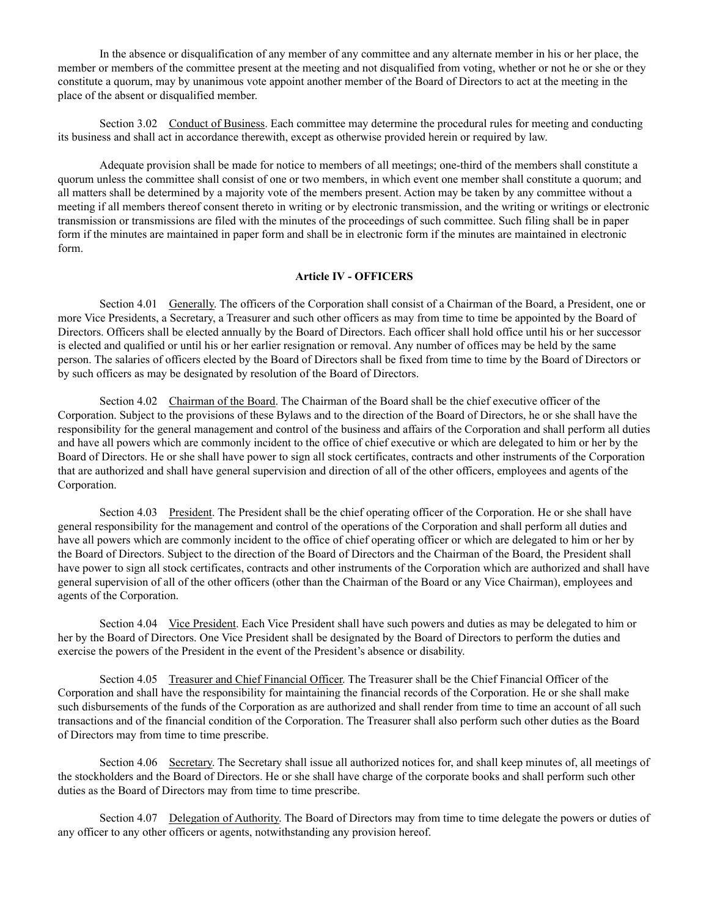In the absence or disqualification of any member of any committee and any alternate member in his or her place, the member or members of the committee present at the meeting and not disqualified from voting, whether or not he or she or they constitute a quorum, may by unanimous vote appoint another member of the Board of Directors to act at the meeting in the place of the absent or disqualified member.

Section 3.02 Conduct of Business. Each committee may determine the procedural rules for meeting and conducting its business and shall act in accordance therewith, except as otherwise provided herein or required by law.

Adequate provision shall be made for notice to members of all meetings; one-third of the members shall constitute a quorum unless the committee shall consist of one or two members, in which event one member shall constitute a quorum; and all matters shall be determined by a majority vote of the members present. Action may be taken by any committee without a meeting if all members thereof consent thereto in writing or by electronic transmission, and the writing or writings or electronic transmission or transmissions are filed with the minutes of the proceedings of such committee. Such filing shall be in paper form if the minutes are maintained in paper form and shall be in electronic form if the minutes are maintained in electronic form.

## Article IV - OFFICERS

Section 4.01 Generally. The officers of the Corporation shall consist of a Chairman of the Board, a President, one or more Vice Presidents, a Secretary, a Treasurer and such other officers as may from time to time be appointed by the Board of Directors. Officers shall be elected annually by the Board of Directors. Each officer shall hold office until his or her successor is elected and qualified or until his or her earlier resignation or removal. Any number of offices may be held by the same person. The salaries of officers elected by the Board of Directors shall be fixed from time to time by the Board of Directors or by such officers as may be designated by resolution of the Board of Directors.

Section 4.02 Chairman of the Board. The Chairman of the Board shall be the chief executive officer of the Corporation. Subject to the provisions of these Bylaws and to the direction of the Board of Directors, he or she shall have the responsibility for the general management and control of the business and affairs of the Corporation and shall perform all duties and have all powers which are commonly incident to the office of chief executive or which are delegated to him or her by the Board of Directors. He or she shall have power to sign all stock certificates, contracts and other instruments of the Corporation that are authorized and shall have general supervision and direction of all of the other officers, employees and agents of the Corporation.

Section 4.03 President. The President shall be the chief operating officer of the Corporation. He or she shall have general responsibility for the management and control of the operations of the Corporation and shall perform all duties and have all powers which are commonly incident to the office of chief operating officer or which are delegated to him or her by the Board of Directors. Subject to the direction of the Board of Directors and the Chairman of the Board, the President shall have power to sign all stock certificates, contracts and other instruments of the Corporation which are authorized and shall have general supervision of all of the other officers (other than the Chairman of the Board or any Vice Chairman), employees and agents of the Corporation.

Section 4.04 Vice President. Each Vice President shall have such powers and duties as may be delegated to him or her by the Board of Directors. One Vice President shall be designated by the Board of Directors to perform the duties and exercise the powers of the President in the event of the President's absence or disability.

Section 4.05 Treasurer and Chief Financial Officer. The Treasurer shall be the Chief Financial Officer of the Corporation and shall have the responsibility for maintaining the financial records of the Corporation. He or she shall make such disbursements of the funds of the Corporation as are authorized and shall render from time to time an account of all such transactions and of the financial condition of the Corporation. The Treasurer shall also perform such other duties as the Board of Directors may from time to time prescribe.

Section 4.06 Secretary. The Secretary shall issue all authorized notices for, and shall keep minutes of, all meetings of the stockholders and the Board of Directors. He or she shall have charge of the corporate books and shall perform such other duties as the Board of Directors may from time to time prescribe.

Section 4.07 Delegation of Authority. The Board of Directors may from time to time delegate the powers or duties of any officer to any other officers or agents, notwithstanding any provision hereof.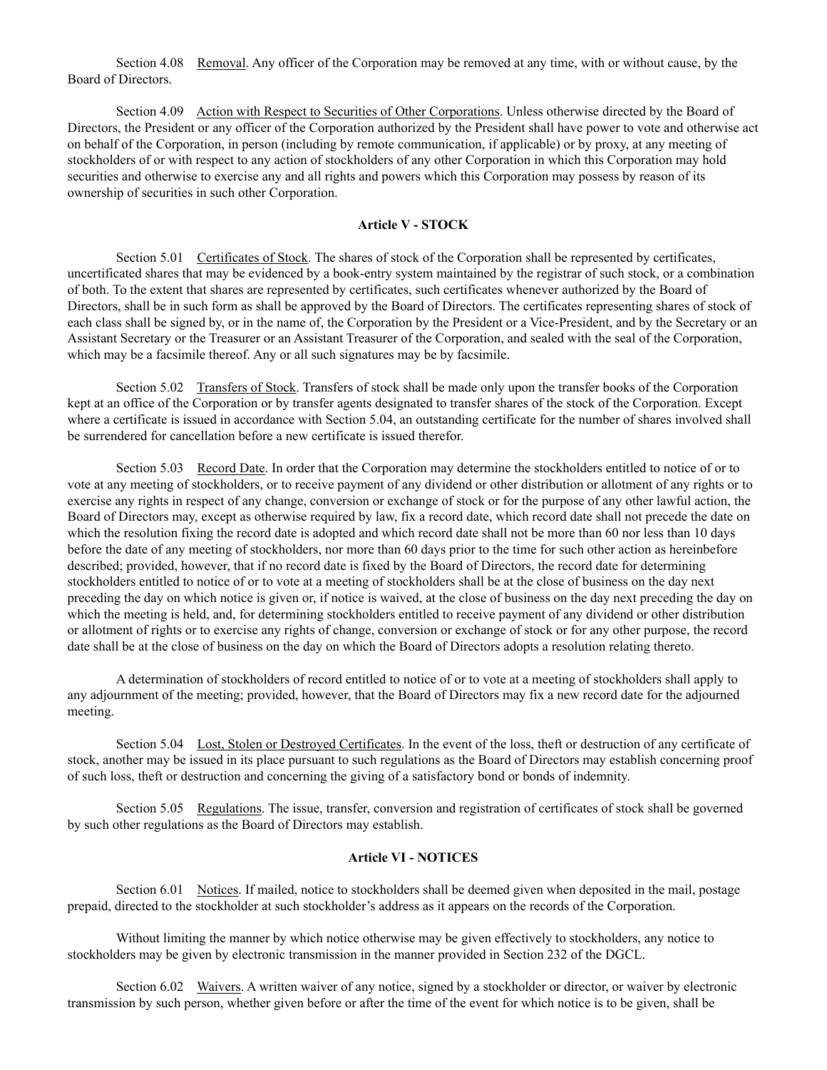Section 4.08 Removal. Any officer of the Corporation may be removed at any time, with or without cause, by the Board of Directors.

Section 4.09 Action with Respect to Securities of Other Corporations. Unless otherwise directed by the Board of Directors, the President or any officer of the Corporation authorized by the President shall have power to vote and otherwise act on behalf of the Corporation, in person (including by remote communication, if applicable) or by proxy, at any meeting of stockholders of or with respect to any action of stockholders of any other Corporation in which this Corporation may hold securities and otherwise to exercise any and all rights and powers which this Corporation may possess by reason of its ownership of securities in such other Corporation.

## Article V - STOCK

Section 5.01 Certificates of Stock. The shares of stock of the Corporation shall be represented by certificates, uncertificated shares that may be evidenced by a book-entry system maintained by the registrar of such stock, or a combination of both. To the extent that shares are represented by certificates, such certificates whenever authorized by the Board of Directors, shall be in such form as shall be approved by the Board of Directors. The certificates representing shares of stock of each class shall be signed by, or in the name of, the Corporation by the President or a Vice-President, and by the Secretary or an Assistant Secretary or the Treasurer or an Assistant Treasurer of the Corporation, and sealed with the seal of the Corporation, which may be a facsimile thereof. Any or all such signatures may be by facsimile.

Section 5.02 Transfers of Stock. Transfers of stock shall be made only upon the transfer books of the Corporation kept at an office of the Corporation or by transfer agents designated to transfer shares of the stock of the Corporation. Except where a certificate is issued in accordance with Section 5.04, an outstanding certificate for the number of shares involved shall be surrendered for cancellation before a new certificate is issued therefor.

Section 5.03 Record Date. In order that the Corporation may determine the stockholders entitled to notice of or to vote at any meeting of stockholders, or to receive payment of any dividend or other distribution or allotment of any rights or to exercise any rights in respect of any change, conversion or exchange of stock or for the purpose of any other lawful action, the Board of Directors may, except as otherwise required by law, fix a record date, which record date shall not precede the date on which the resolution fixing the record date is adopted and which record date shall not be more than 60 nor less than 10 days before the date of any meeting of stockholders, nor more than 60 days prior to the time for such other action as hereinbefore described; provided, however, that if no record date is fixed by the Board of Directors, the record date for determining stockholders entitled to notice of or to vote at a meeting of stockholders shall be at the close of business on the day next preceding the day on which notice is given or, if notice is waived, at the close of business on the day next preceding the day on which the meeting is held, and, for determining stockholders entitled to receive payment of any dividend or other distribution or allotment of rights or to exercise any rights of change, conversion or exchange of stock or for any other purpose, the record date shall be at the close of business on the day on which the Board of Directors adopts a resolution relating thereto.

A determination of stockholders of record entitled to notice of or to vote at a meeting of stockholders shall apply to any adjournment of the meeting; provided, however, that the Board of Directors may fix a new record date for the adjourned meeting.

Section 5.04 Lost, Stolen or Destroyed Certificates. In the event of the loss, theft or destruction of any certificate of stock, another may be issued in its place pursuant to such regulations as the Board of Directors may establish concerning proof of such loss, theft or destruction and concerning the giving of a satisfactory bond or bonds of indemnity.

Section 5.05 Regulations. The issue, transfer, conversion and registration of certificates of stock shall be governed by such other regulations as the Board of Directors may establish.

## Article VI - NOTICES

Section 6.01 Notices. If mailed, notice to stockholders shall be deemed given when deposited in the mail, postage prepaid, directed to the stockholder at such stockholder's address as it appears on the records of the Corporation.

Without limiting the manner by which notice otherwise may be given effectively to stockholders, any notice to stockholders may be given by electronic transmission in the manner provided in Section 232 of the DGCL.

Section 6.02 Waivers. A written waiver of any notice, signed by a stockholder or director, or waiver by electronic transmission by such person, whether given before or after the time of the event for which notice is to be given, shall be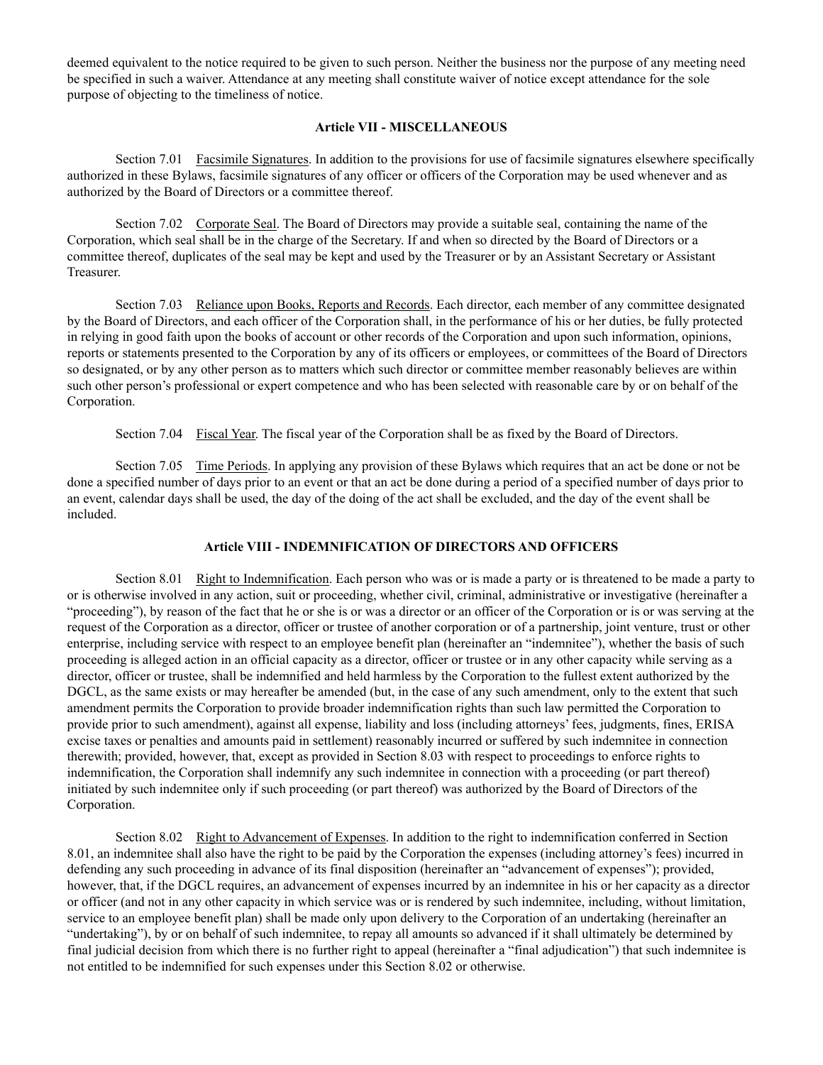deemed equivalent to the notice required to be given to such person. Neither the business nor the purpose of any meeting need be specified in such a waiver. Attendance at any meeting shall constitute waiver of notice except attendance for the sole purpose of objecting to the timeliness of notice.

## Article VII - MISCELLANEOUS

Section 7.01 Facsimile Signatures. In addition to the provisions for use of facsimile signatures elsewhere specifically authorized in these Bylaws, facsimile signatures of any officer or officers of the Corporation may be used whenever and as authorized by the Board of Directors or a committee thereof.

Section 7.02 Corporate Seal. The Board of Directors may provide a suitable seal, containing the name of the Corporation, which seal shall be in the charge of the Secretary. If and when so directed by the Board of Directors or a committee thereof, duplicates of the seal may be kept and used by the Treasurer or by an Assistant Secretary or Assistant Treasurer.

Section 7.03 Reliance upon Books, Reports and Records. Each director, each member of any committee designated by the Board of Directors, and each officer of the Corporation shall, in the performance of his or her duties, be fully protected in relying in good faith upon the books of account or other records of the Corporation and upon such information, opinions, reports or statements presented to the Corporation by any of its officers or employees, or committees of the Board of Directors so designated, or by any other person as to matters which such director or committee member reasonably believes are within such other person's professional or expert competence and who has been selected with reasonable care by or on behalf of the Corporation.

Section 7.04 Fiscal Year. The fiscal year of the Corporation shall be as fixed by the Board of Directors.

Section 7.05 Time Periods. In applying any provision of these Bylaws which requires that an act be done or not be done a specified number of days prior to an event or that an act be done during a period of a specified number of days prior to an event, calendar days shall be used, the day of the doing of the act shall be excluded, and the day of the event shall be included.

## Article VIII - INDEMNIFICATION OF DIRECTORS AND OFFICERS

Section 8.01 Right to Indemnification. Each person who was or is made a party or is threatened to be made a party to or is otherwise involved in any action, suit or proceeding, whether civil, criminal, administrative or investigative (hereinafter a "proceeding"), by reason of the fact that he or she is or was a director or an officer of the Corporation or is or was serving at the request of the Corporation as a director, officer or trustee of another corporation or of a partnership, joint venture, trust or other enterprise, including service with respect to an employee benefit plan (hereinafter an "indemnitee"), whether the basis of such proceeding is alleged action in an official capacity as a director, officer or trustee or in any other capacity while serving as a director, officer or trustee, shall be indemnified and held harmless by the Corporation to the fullest extent authorized by the DGCL, as the same exists or may hereafter be amended (but, in the case of any such amendment, only to the extent that such amendment permits the Corporation to provide broader indemnification rights than such law permitted the Corporation to provide prior to such amendment), against all expense, liability and loss (including attorneys' fees, judgments, fines, ERISA excise taxes or penalties and amounts paid in settlement) reasonably incurred or suffered by such indemnitee in connection therewith; provided, however, that, except as provided in Section 8.03 with respect to proceedings to enforce rights to indemnification, the Corporation shall indemnify any such indemnitee in connection with a proceeding (or part thereof) initiated by such indemnitee only if such proceeding (or part thereof) was authorized by the Board of Directors of the Corporation.

Section 8.02 Right to Advancement of Expenses. In addition to the right to indemnification conferred in Section 8.01, an indemnitee shall also have the right to be paid by the Corporation the expenses (including attorney's fees) incurred in defending any such proceeding in advance of its final disposition (hereinafter an "advancement of expenses"); provided, however, that, if the DGCL requires, an advancement of expenses incurred by an indemnitee in his or her capacity as a director or officer (and not in any other capacity in which service was or is rendered by such indemnitee, including, without limitation, service to an employee benefit plan) shall be made only upon delivery to the Corporation of an undertaking (hereinafter an "undertaking"), by or on behalf of such indemnitee, to repay all amounts so advanced if it shall ultimately be determined by final judicial decision from which there is no further right to appeal (hereinafter a "final adjudication") that such indemnitee is not entitled to be indemnified for such expenses under this Section 8.02 or otherwise.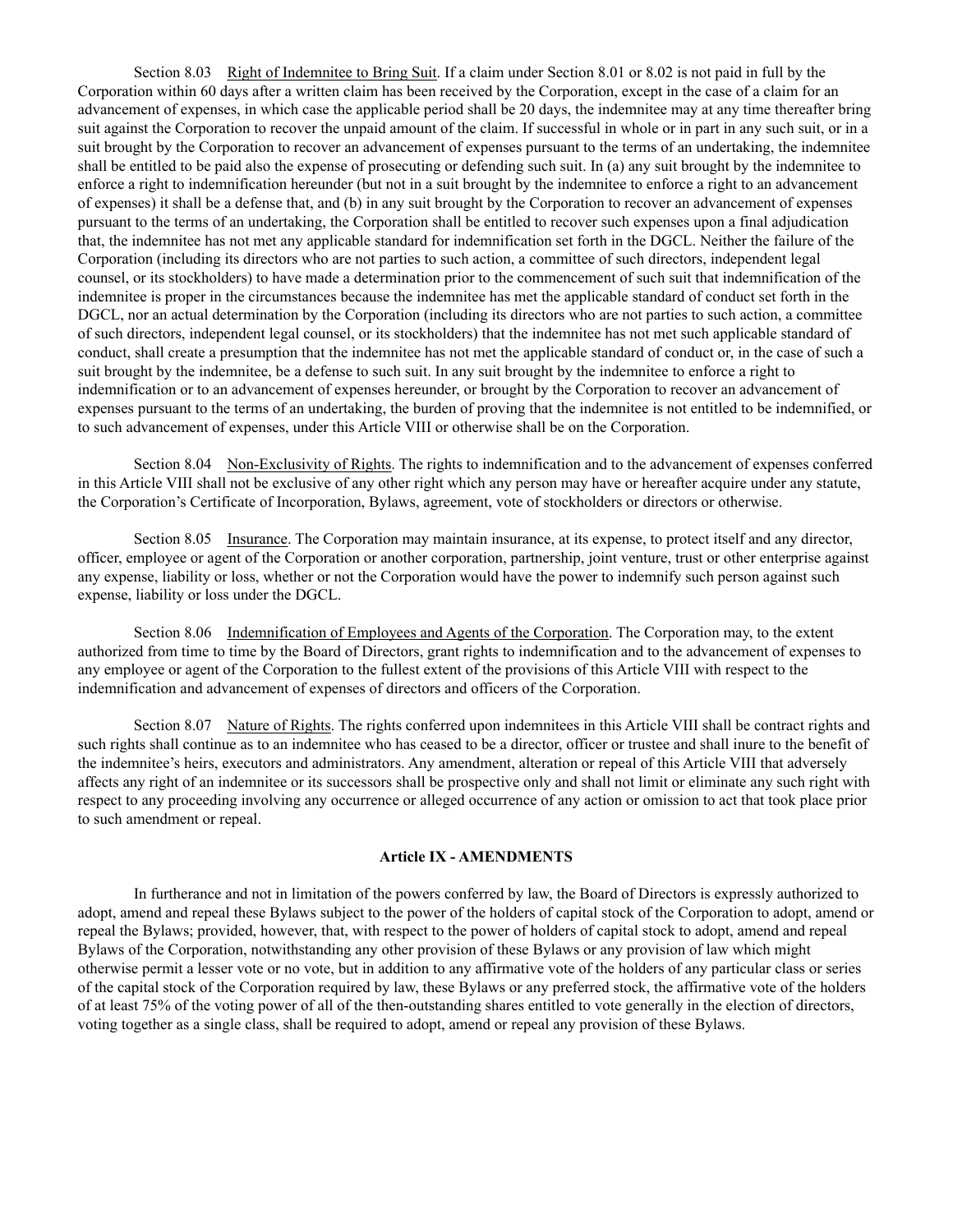Section 8.03 Right of Indemnitee to Bring Suit. If a claim under Section 8.01 or 8.02 is not paid in full by the Corporation within 60 days after a written claim has been received by the Corporation, except in the case of a claim for an advancement of expenses, in which case the applicable period shall be 20 days, the indemnitee may at any time thereafter bring suit against the Corporation to recover the unpaid amount of the claim. If successful in whole or in part in any such suit, or in a suit brought by the Corporation to recover an advancement of expenses pursuant to the terms of an undertaking, the indemnitee shall be entitled to be paid also the expense of prosecuting or defending such suit. In (a) any suit brought by the indemnitee to enforce a right to indemnification hereunder (but not in a suit brought by the indemnitee to enforce a right to an advancement of expenses) it shall be a defense that, and (b) in any suit brought by the Corporation to recover an advancement of expenses pursuant to the terms of an undertaking, the Corporation shall be entitled to recover such expenses upon a final adjudication that, the indemnitee has not met any applicable standard for indemnification set forth in the DGCL. Neither the failure of the Corporation (including its directors who are not parties to such action, a committee of such directors, independent legal counsel, or its stockholders) to have made a determination prior to the commencement of such suit that indemnification of the indemnitee is proper in the circumstances because the indemnitee has met the applicable standard of conduct set forth in the DGCL, nor an actual determination by the Corporation (including its directors who are not parties to such action, a committee of such directors, independent legal counsel, or its stockholders) that the indemnitee has not met such applicable standard of conduct, shall create a presumption that the indemnitee has not met the applicable standard of conduct or, in the case of such a suit brought by the indemnitee, be a defense to such suit. In any suit brought by the indemnitee to enforce a right to indemnification or to an advancement of expenses hereunder, or brought by the Corporation to recover an advancement of expenses pursuant to the terms of an undertaking, the burden of proving that the indemnitee is not entitled to be indemnified, or to such advancement of expenses, under this Article VIII or otherwise shall be on the Corporation.

Section 8.04 Non-Exclusivity of Rights. The rights to indemnification and to the advancement of expenses conferred in this Article VIII shall not be exclusive of any other right which any person may have or hereafter acquire under any statute, the Corporation's Certificate of Incorporation, Bylaws, agreement, vote of stockholders or directors or otherwise.

Section 8.05 Insurance. The Corporation may maintain insurance, at its expense, to protect itself and any director, officer, employee or agent of the Corporation or another corporation, partnership, joint venture, trust or other enterprise against any expense, liability or loss, whether or not the Corporation would have the power to indemnify such person against such expense, liability or loss under the DGCL.

Section 8.06 Indemnification of Employees and Agents of the Corporation. The Corporation may, to the extent authorized from time to time by the Board of Directors, grant rights to indemnification and to the advancement of expenses to any employee or agent of the Corporation to the fullest extent of the provisions of this Article VIII with respect to the indemnification and advancement of expenses of directors and officers of the Corporation.

Section 8.07 Nature of Rights. The rights conferred upon indemnitees in this Article VIII shall be contract rights and such rights shall continue as to an indemnitee who has ceased to be a director, officer or trustee and shall inure to the benefit of the indemnitee's heirs, executors and administrators. Any amendment, alteration or repeal of this Article VIII that adversely affects any right of an indemnitee or its successors shall be prospective only and shall not limit or eliminate any such right with respect to any proceeding involving any occurrence or alleged occurrence of any action or omission to act that took place prior to such amendment or repeal.

## Article IX - AMENDMENTS

In furtherance and not in limitation of the powers conferred by law, the Board of Directors is expressly authorized to adopt, amend and repeal these Bylaws subject to the power of the holders of capital stock of the Corporation to adopt, amend or repeal the Bylaws; provided, however, that, with respect to the power of holders of capital stock to adopt, amend and repeal Bylaws of the Corporation, notwithstanding any other provision of these Bylaws or any provision of law which might otherwise permit a lesser vote or no vote, but in addition to any affirmative vote of the holders of any particular class or series of the capital stock of the Corporation required by law, these Bylaws or any preferred stock, the affirmative vote of the holders of at least 75% of the voting power of all of the then-outstanding shares entitled to vote generally in the election of directors, voting together as a single class, shall be required to adopt, amend or repeal any provision of these Bylaws.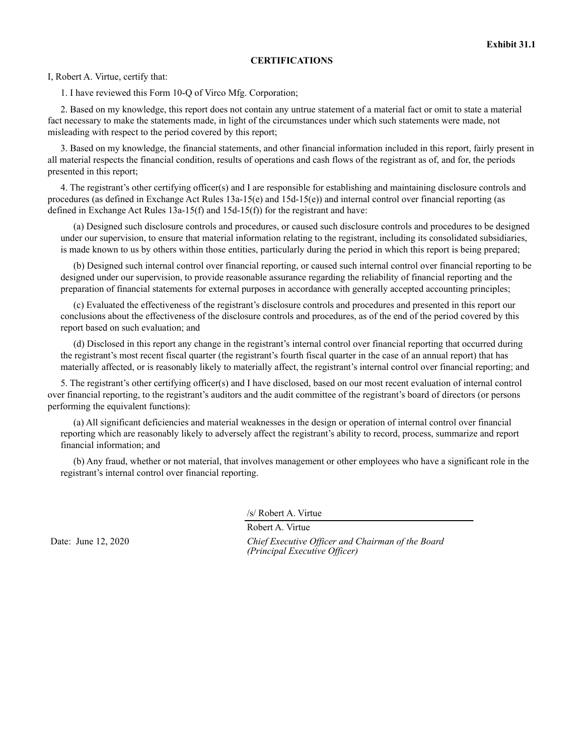**Exhibit 31.1**

**CERTIFICATIONS**

I, Robert A. Virtue, certify that:

1. I have reviewed this Form 10-Q of Virco Mfg. Corporation;

2. Based on my knowledge, this report does not contain any untrue statement of a material fact or omit to state a material fact necessary to make the statements made, in light of the circumstances under which such statements were made, not misleading with respect to the period covered by this report;

3. Based on my knowledge, the financial statements, and other financial information included in this report, fairly present in all material respects the financial condition, results of operations and cash flows of the registrant as of, and for, the periods presented in this report;

4. The registrant's other certifying officer(s) and I are responsible for establishing and maintaining disclosure controls and procedures (as defined in Exchange Act Rules 13a-15(e) and 15d-15(e)) and internal control over financial reporting (as defined in Exchange Act Rules 13a-15(f) and 15d-15(f)) for the registrant and have:

(a) Designed such disclosure controls and procedures, or caused such disclosure controls and procedures to be designed under our supervision, to ensure that material information relating to the registrant, including its consolidated subsidiaries, is made known to us by others within those entities, particularly during the period in which this report is being prepared;

(b) Designed such internal control over financial reporting, or caused such internal control over financial reporting to be designed under our supervision, to provide reasonable assurance regarding the reliability of financial reporting and the preparation of financial statements for external purposes in accordance with generally accepted accounting principles;

(c) Evaluated the effectiveness of the registrant's disclosure controls and procedures and presented in this report our conclusions about the effectiveness of the disclosure controls and procedures, as of the end of the period covered by this report based on such evaluation; and

(d) Disclosed in this report any change in the registrant's internal control over financial reporting that occurred during the registrant's most recent fiscal quarter (the registrant's fourth fiscal quarter in the case of an annual report) that has materially affected, or is reasonably likely to materially affect, the registrant's internal control over financial reporting; and

5. The registrant's other certifying officer(s) and I have disclosed, based on our most recent evaluation of internal control over financial reporting, to the registrant's auditors and the audit committee of the registrant's board of directors (or persons performing the equivalent functions):

(a) All significant deficiencies and material weaknesses in the design or operation of internal control over financial reporting which are reasonably likely to adversely affect the registrant's ability to record, process, summarize and report financial information; and

(b) Any fraud, whether or not material, that involves management or other employees who have a significant role in the registrant's internal control over financial reporting.

/s/ Robert A. Virtue

Robert A. Virtue

*Chief Executive Officer and Chairman of the Board*
*(Principal Executive Officer)*

Date: June 12, 2020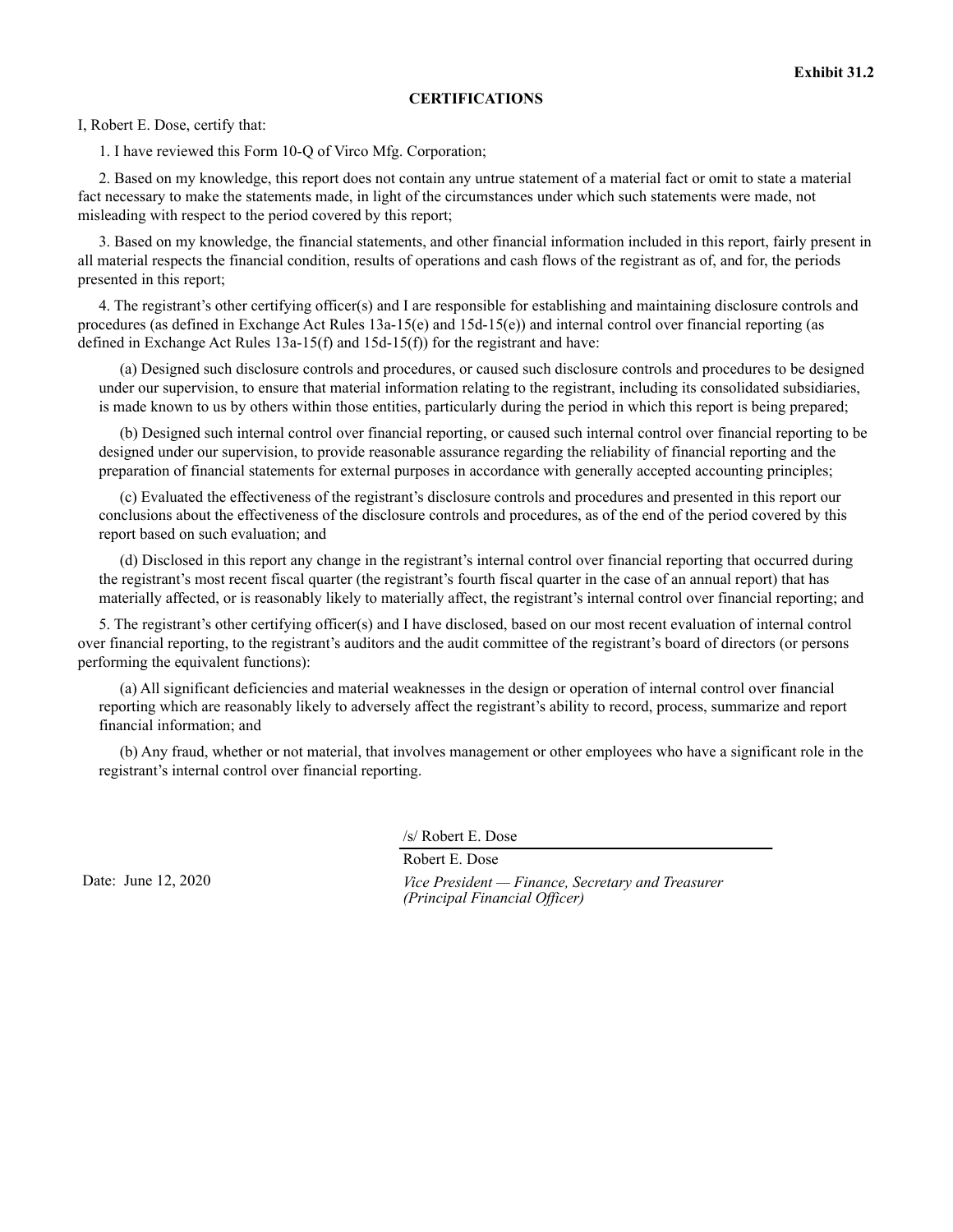**Exhibit 31.2**

**CERTIFICATIONS**

I, Robert E. Dose, certify that:

1. I have reviewed this Form 10-Q of Virco Mfg. Corporation;

2. Based on my knowledge, this report does not contain any untrue statement of a material fact or omit to state a material fact necessary to make the statements made, in light of the circumstances under which such statements were made, not misleading with respect to the period covered by this report;

3. Based on my knowledge, the financial statements, and other financial information included in this report, fairly present in all material respects the financial condition, results of operations and cash flows of the registrant as of, and for, the periods presented in this report;

4. The registrant's other certifying officer(s) and I are responsible for establishing and maintaining disclosure controls and procedures (as defined in Exchange Act Rules 13a-15(e) and 15d-15(e)) and internal control over financial reporting (as defined in Exchange Act Rules 13a-15(f) and 15d-15(f)) for the registrant and have:

(a) Designed such disclosure controls and procedures, or caused such disclosure controls and procedures to be designed under our supervision, to ensure that material information relating to the registrant, including its consolidated subsidiaries, is made known to us by others within those entities, particularly during the period in which this report is being prepared;

(b) Designed such internal control over financial reporting, or caused such internal control over financial reporting to be designed under our supervision, to provide reasonable assurance regarding the reliability of financial reporting and the preparation of financial statements for external purposes in accordance with generally accepted accounting principles;

(c) Evaluated the effectiveness of the registrant's disclosure controls and procedures and presented in this report our conclusions about the effectiveness of the disclosure controls and procedures, as of the end of the period covered by this report based on such evaluation; and

(d) Disclosed in this report any change in the registrant's internal control over financial reporting that occurred during the registrant's most recent fiscal quarter (the registrant's fourth fiscal quarter in the case of an annual report) that has materially affected, or is reasonably likely to materially affect, the registrant's internal control over financial reporting; and

5. The registrant's other certifying officer(s) and I have disclosed, based on our most recent evaluation of internal control over financial reporting, to the registrant's auditors and the audit committee of the registrant's board of directors (or persons performing the equivalent functions):

(a) All significant deficiencies and material weaknesses in the design or operation of internal control over financial reporting which are reasonably likely to adversely affect the registrant's ability to record, process, summarize and report financial information; and

(b) Any fraud, whether or not material, that involves management or other employees who have a significant role in the registrant's internal control over financial reporting.

/s/ Robert E. Dose

Robert E. Dose

Date: June 12, 2020

*Vice President — Finance, Secretary and Treasurer*
*(Principal Financial Officer)*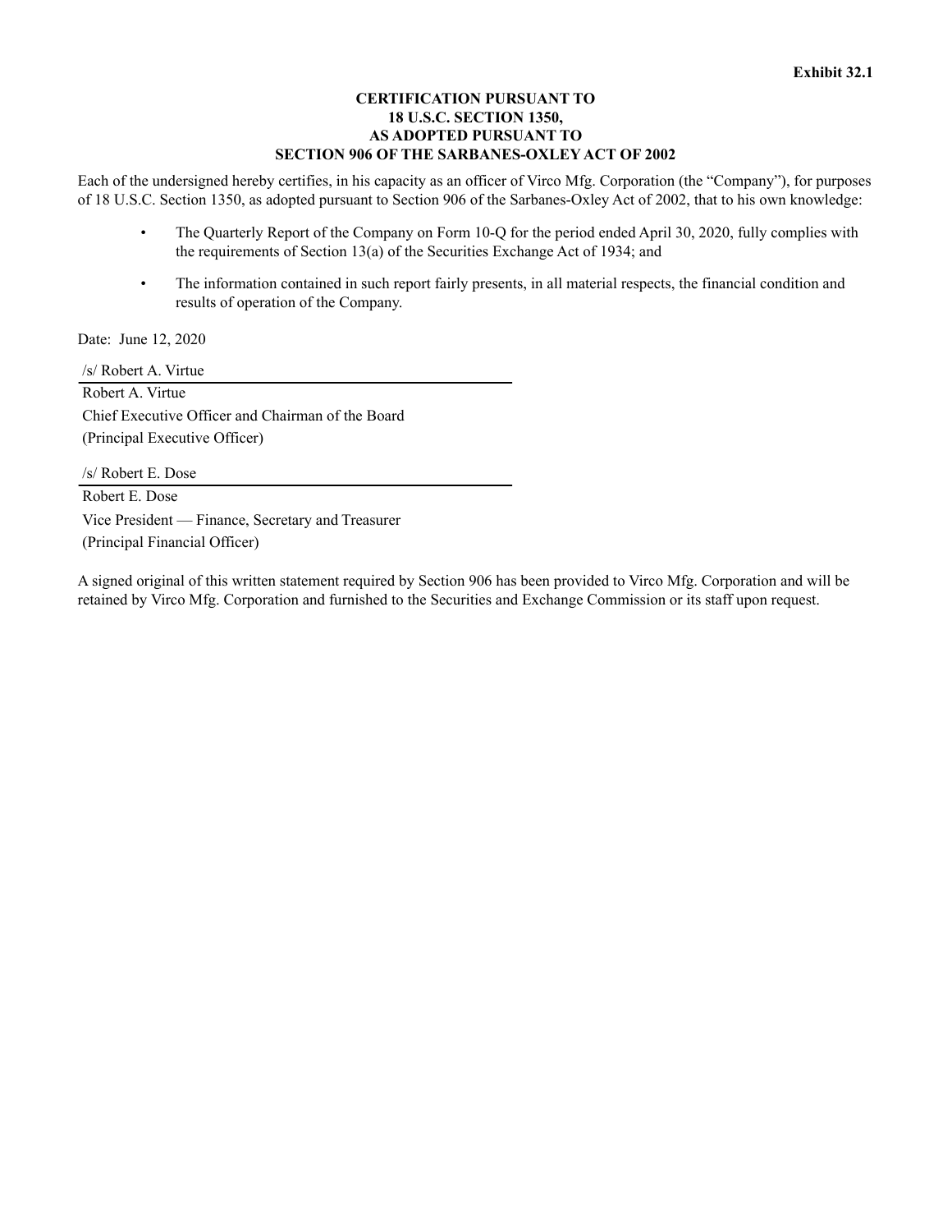**Exhibit 32.1**

**CERTIFICATION PURSUANT TO**
**18 U.S.C. SECTION 1350,**
**AS ADOPTED PURSUANT TO**
**SECTION 906 OF THE SARBANES-OXLEY ACT OF 2002**

Each of the undersigned hereby certifies, in his capacity as an officer of Virco Mfg. Corporation (the "Company"), for purposes of 18 U.S.C. Section 1350, as adopted pursuant to Section 906 of the Sarbanes-Oxley Act of 2002, that to his own knowledge:

- The Quarterly Report of the Company on Form 10-Q for the period ended April 30, 2020, fully complies with the requirements of Section 13(a) of the Securities Exchange Act of 1934; and
- The information contained in such report fairly presents, in all material respects, the financial condition and results of operation of the Company.

Date: June 12, 2020

/s/ Robert A. Virtue

Robert A. Virtue
Chief Executive Officer and Chairman of the Board
(Principal Executive Officer)

/s/ Robert E. Dose

Robert E. Dose
Vice President — Finance, Secretary and Treasurer
(Principal Financial Officer)

A signed original of this written statement required by Section 906 has been provided to Virco Mfg. Corporation and will be retained by Virco Mfg. Corporation and furnished to the Securities and Exchange Commission or its staff upon request.